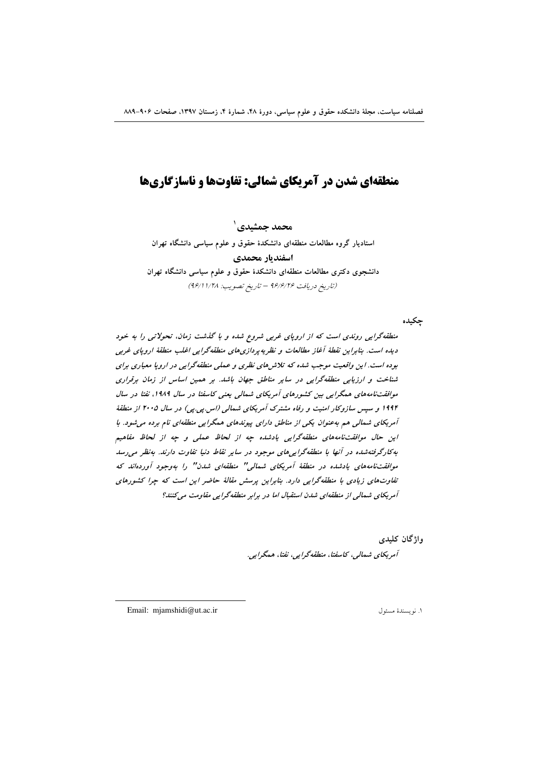# منطقه‌ای شدن در آمریکای شمالی: تفاوت‌ها و ناسازگاری‌ها

**محمد جمشیدی**[1]

استادیار گروه مطالعات منطقه‌ای دانشکدهٔ حقوق و علوم سیاسی دانشگاه تهران

**اسفندیار محمدی**

دانشجوی دکتری مطالعات منطقه‌ای دانشکدهٔ حقوق و علوم سیاسی دانشگاه تهران

*(تاریخ دریافت ۹۶/۶/۲۶ – تاریخ تصویب: ۹۶/۱۱/۲۸)*

## چکیده

*منطقه‌گرایی روندی است که از اروپای غربی شروع شده و با گذشت زمان، تحولاتی را به خود دیده است. بنابراین نقطهٔ آغاز مطالعات و نظریه‌پردازی‌های منطقه‌گرایی اغلب منطقهٔ اروپای غربی بوده است. این واقعیت موجب شده که تلاش‌های نظری و عملی منطقه‌گرایی در اروپا معیاری برای شناخت و ارزیابی منطقه‌گرایی در سایر مناطق جهان باشد. بر همین اساس از زمان برقراری موافقت‌نامه‌های همگرایی بین کشورهای آمریکای شمالی یعنی کاسفتا در سال ۱۹۸۹، نفتا در سال ۱۹۹۴ و سپس سازوکار امنیت و رفاه مشترک آمریکای شمالی (اس.پی.پی) در سال ۲۰۰۵ از منطقهٔ آمریکای شمالی هم به‌عنوان یکی از مناطق دارای پیوندهای همگرایی منطقه‌ای نام برده می‌شود. با این حال موافقت‌نامه‌های منطقه‌گرایی یادشده چه از لحاظ عملی و چه از لحاظ مفاهیم به‌کارگرفته‌شده در آنها با منطقه‌گرایی‌های موجود در سایر نقاط دنیا تفاوت دارند. به‌نظر می‌رسد موافقت‌نامه‌های یادشده در منطقهٔ آمریکای شمالی" منطقه‌ای شدن" را به‌وجود آورده‌اند که تفاوت‌های زیادی با منطقه‌گرایی دارد. بنابراین پرسش مقالهٔ حاضر این است که چرا کشورهای آمریکای شمالی از منطقه‌ای شدن استقبال اما در برابر منطقه‌گرایی مقاومت می‌کنند؟*

## واژگان کلیدی

*آمریکای شمالی، کاسفتا، منطقه‌گرایی، نفتا، همگرایی.*

---

۱. نویسندهٔ مسئول — Email: mjamshidi@ut.ac.ir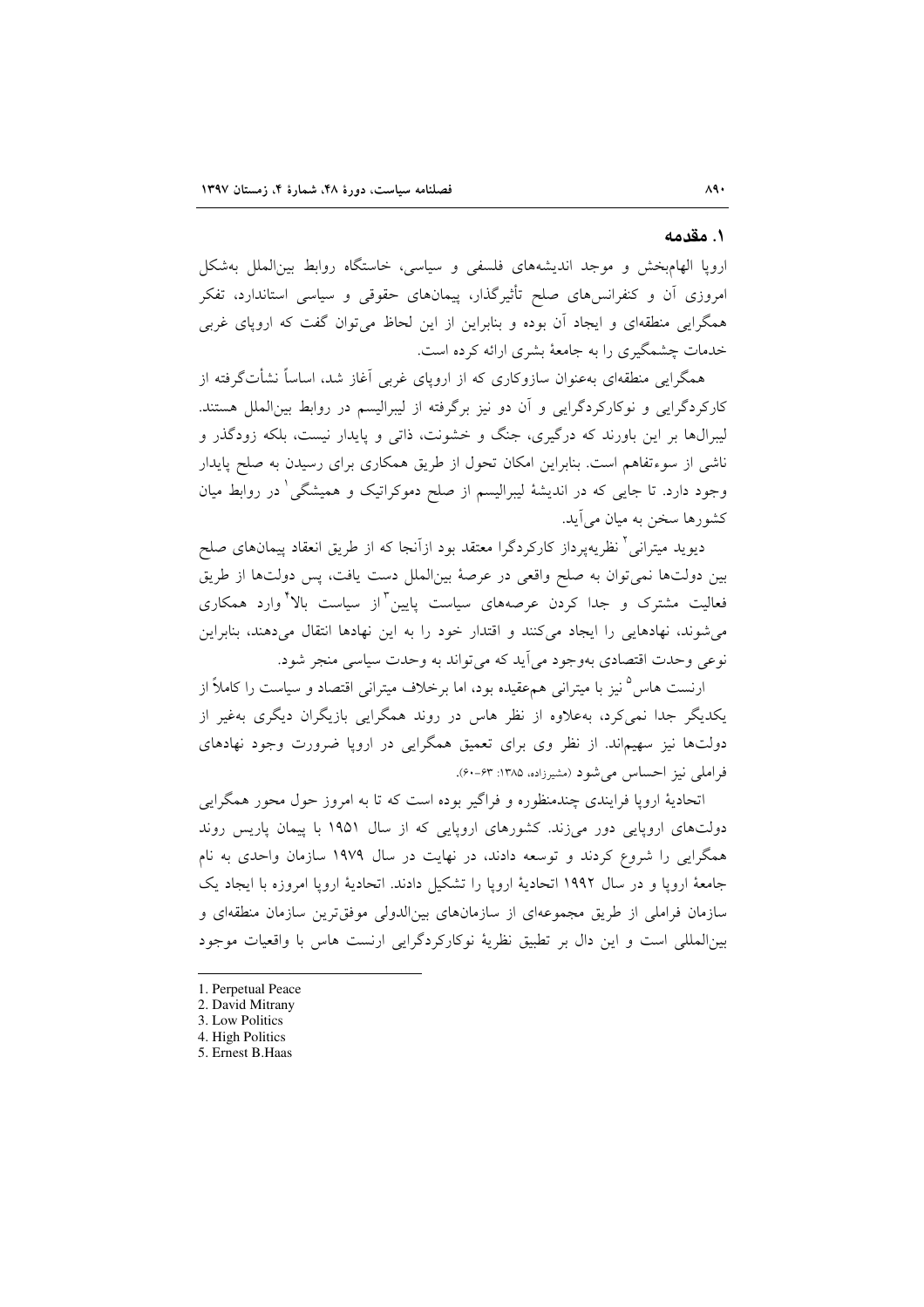## ۱. مقدمه

اروپا الهام‌بخش و موجد اندیشه‌های فلسفی و سیاسی، خاستگاه روابط بین‌الملل به‌شکل امروزی آن و کنفرانس‌های صلح تأثیرگذار، پیمان‌های حقوقی و سیاسی استاندارد، تفکر همگرایی منطقه‌ای و ایجاد آن بوده و بنابراین از این لحاظ می‌توان گفت که اروپای غربی خدمات چشمگیری را به جامعهٔ بشری ارائه کرده است.

همگرایی منطقه‌ای به‌عنوان سازوکاری که از اروپای غربی آغاز شد، اساساً نشأت‌گرفته از کارکردگرایی و نوکارکردگرایی و آن دو نیز برگرفته از لیبرالیسم در روابط بین‌الملل هستند. لیبرال‌ها بر این باورند که درگیری، جنگ و خشونت، ذاتی و پایدار نیست، بلکه زودگذر و ناشی از سوءتفاهم است. بنابراین امکان تحول از طریق همکاری برای رسیدن به صلح پایدار وجود دارد. تا جایی که در اندیشهٔ لیبرالیسم از صلح دموکراتیک و همیشگی[1] در روابط میان کشورها سخن به میان می‌آید.

دیوید میترانی[2] نظریه‌پرداز کارکردگرا معتقد بود ازآنجا که از طریق انعقاد پیمان‌های صلح بین دولت‌ها نمی‌توان به صلح واقعی در عرصهٔ بین‌الملل دست یافت، پس دولت‌ها از طریق فعالیت مشترک و جدا کردن عرصه‌های سیاست پایین[3] از سیاست بالا[4] وارد همکاری می‌شوند، نهادهایی را ایجاد می‌کنند و اقتدار خود را به این نهادها انتقال می‌دهند، بنابراین نوعی وحدت اقتصادی به‌وجود می‌آید که می‌تواند به وحدت سیاسی منجر شود.

ارنست هاس[5] نیز با میترانی هم‌عقیده بود، اما برخلاف میترانی اقتصاد و سیاست را کاملاً از یکدیگر جدا نمی‌کرد، به‌علاوه از نظر هاس در روند همگرایی بازیگران دیگری به‌غیر از دولت‌ها نیز سهیم‌اند. از نظر وی برای تعمیق همگرایی در اروپا ضرورت وجود نهادهای فراملی نیز احساس می‌شود (مشیرزاده، ۱۳۸۵: ۶۳-۶۰).

اتحادیهٔ اروپا فرایندی چندمنظوره و فراگیر بوده است که تا به امروز حول محور همگرایی دولت‌های اروپایی دور می‌زند. کشورهای اروپایی که از سال ۱۹۵۱ با پیمان پاریس روند همگرایی را شروع کردند و توسعه دادند، در نهایت در سال ۱۹۷۹ سازمان واحدی به نام جامعهٔ اروپا و در سال ۱۹۹۲ اتحادیهٔ اروپا را تشکیل دادند. اتحادیهٔ اروپا امروزه با ایجاد یک سازمان فراملی از طریق مجموعه‌ای از سازمان‌های بین‌الدولی موفق‌ترین سازمان منطقه‌ای و بین‌المللی است و این دال بر تطبیق نظریهٔ نوکارکردگرایی ارنست هاس با واقعیات موجود

---

1. Perpetual Peace
2. David Mitrany
3. Low Politics
4. High Politics
5. Ernest B.Haas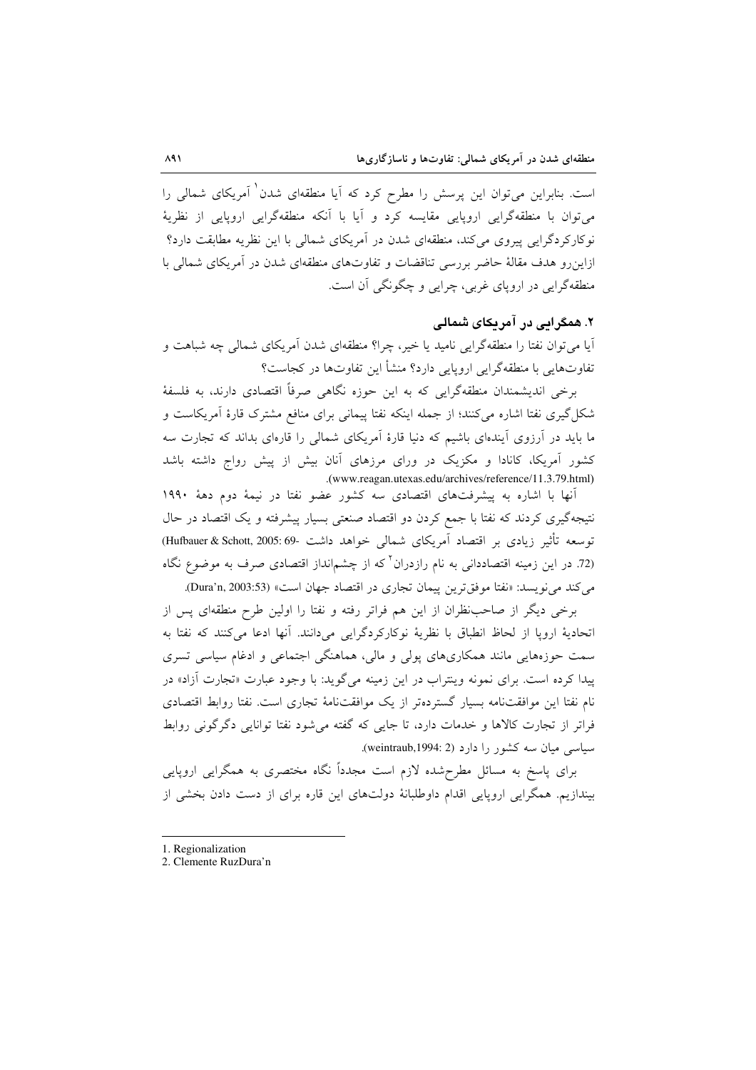است. بنابراین می‌توان این پرسش را مطرح کرد که آیا منطقه‌ای شدن[1] آمریکای شمالی را می‌توان با منطقه‌گرایی اروپایی مقایسه کرد و آیا با آنکه منطقه‌گرایی اروپایی از نظریهٔ نوکارکردگرایی پیروی می‌کند، منطقه‌ای شدن در آمریکای شمالی با این نظریه مطابقت دارد؟ ازاین‌رو هدف مقالهٔ حاضر بررسی تناقضات و تفاوت‌های منطقه‌ای شدن در آمریکای شمالی با منطقه‌گرایی در اروپای غربی، چرایی و چگونگی آن است.

## ۲. همگرایی در آمریکای شمالی

آیا می‌توان نفتا را منطقه‌گرایی نامید یا خیر، چرا؟ منطقه‌ای شدن آمریکای شمالی چه شباهت و تفاوت‌هایی با منطقه‌گرایی اروپایی دارد؟ منشأ این تفاوت‌ها در کجاست؟

برخی اندیشمندان منطقه‌گرایی که به این حوزه نگاهی صرفاً اقتصادی دارند، به فلسفهٔ شکل‌گیری نفتا اشاره می‌کنند؛ از جمله اینکه نفتا پیمانی برای منافع مشترک قارهٔ آمریکاست و ما باید در آرزوی آینده‌ای باشیم که دنیا قارهٔ آمریکای شمالی را قاره‌ای بداند که تجارت سه کشور آمریکا، کانادا و مکزیک در ورای مرزهای آنان بیش از پیش رواج داشته باشد (www.reagan.utexas.edu/archives/reference/11.3.79.html).

آنها با اشاره به پیشرفت‌های اقتصادی سه کشور عضو نفتا در نیمهٔ دوم دههٔ ۱۹۹۰ نتیجه‌گیری کردند که نفتا با جمع کردن دو اقتصاد صنعتی بسیار پیشرفته و یک اقتصاد در حال توسعه تأثیر زیادی بر اقتصاد آمریکای شمالی خواهد داشت (Hufbauer & Schott, 2005: 69-72). در این زمینه اقتصاددانی به نام رازدران[2] که از چشم‌انداز اقتصادی صرف به موضوع نگاه می‌کند می‌نویسد: «نفتا موفق‌ترین پیمان تجاری در اقتصاد جهان است» (Dura'n, 2003:53).

برخی دیگر از صاحب‌نظران از این هم فراتر رفته و نفتا را اولین طرح منطقه‌ای پس از اتحادیهٔ اروپا از لحاظ انطباق با نظریهٔ نوکارکردگرایی می‌دانند. آنها ادعا می‌کنند که نفتا به سمت حوزه‌هایی مانند همکاری‌های پولی و مالی، هماهنگی اجتماعی و ادغام سیاسی تسری پیدا کرده است. برای نمونه وینتراب در این زمینه می‌گوید: با وجود عبارت «تجارت آزاد» در نام نفتا این موافقت‌نامه بسیار گسترده‌تر از یک موافقت‌نامهٔ تجاری است. نفتا روابط اقتصادی فراتر از تجارت کالاها و خدمات دارد، تا جایی که گفته می‌شود نفتا توانایی دگرگونی روابط سیاسی میان سه کشور را دارد (weintraub,1994: 2).

برای پاسخ به مسائل مطرح‌شده لازم است مجدداً نگاه مختصری به همگرایی به همگرایی اروپایی بیندازیم. همگرایی اروپایی اقدام داوطلبانهٔ دولت‌های این قاره برای از دست دادن بخشی از

---

1. Regionalization
2. Clemente RuzDura'n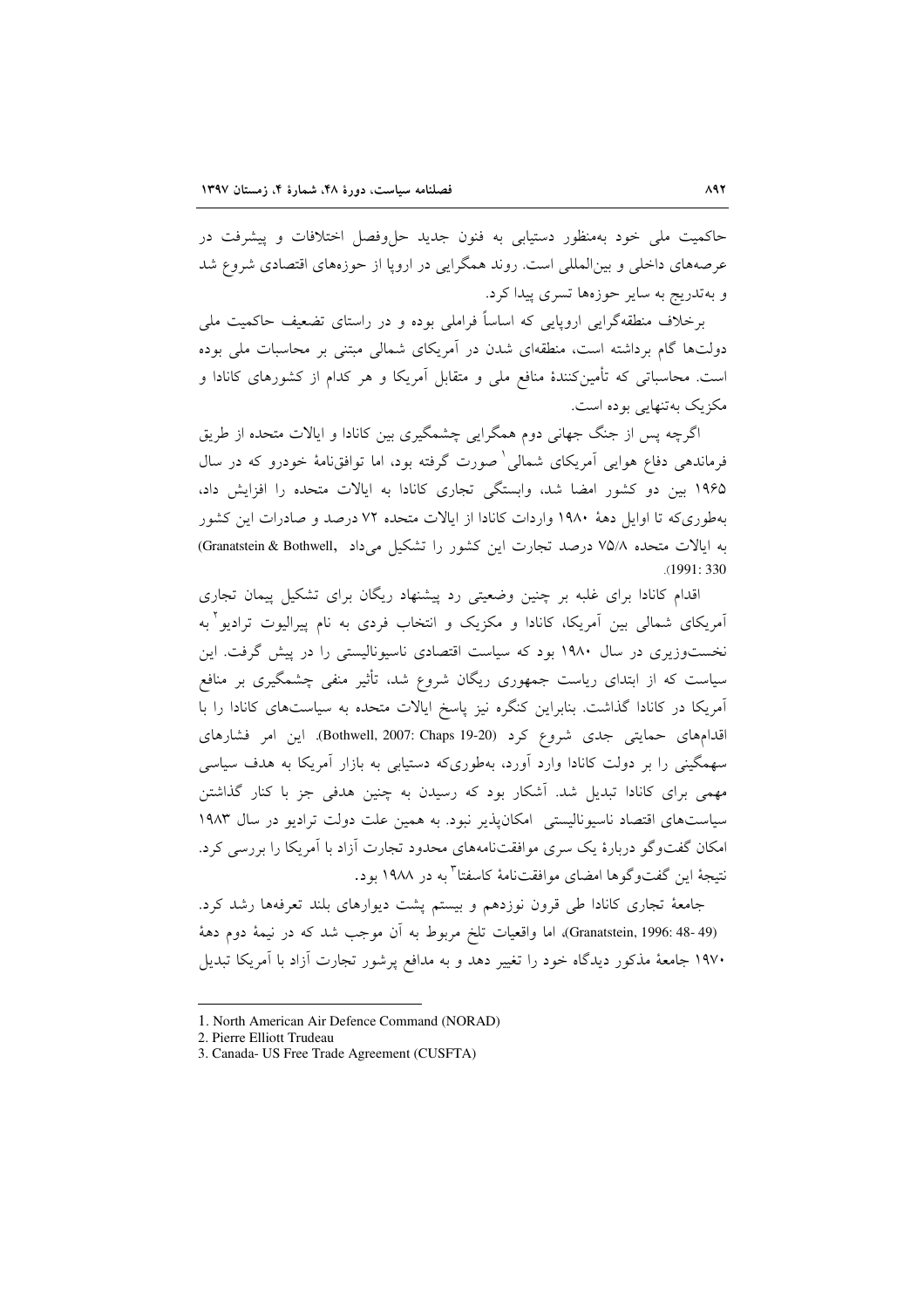حاکمیت ملی خود به‌منظور دستیابی به فنون جدید حل‌وفصل اختلافات و پیشرفت در عرصه‌های داخلی و بین‌المللی است. روند همگرایی در اروپا از حوزه‌های اقتصادی شروع شد و به‌تدریج به سایر حوزه‌ها تسری پیدا کرد.

برخلاف منطقه‌گرایی اروپایی که اساساً فراملی بوده و در راستای تضعیف حاکمیت ملی دولت‌ها گام برداشته است، منطقه‌ای شدن در آمریکای شمالی مبتنی بر محاسبات ملی بوده است. محاسباتی که تأمین‌کنندهٔ منافع ملی و متقابل آمریکا و هر کدام از کشورهای کانادا و مکزیک به‌تنهایی بوده است.

اگرچه پس از جنگ جهانی دوم همگرایی چشمگیری بین کانادا و ایالات متحده از طریق فرماندهی دفاع هوایی آمریکای شمالی[1] صورت گرفته بود، اما توافق‌نامهٔ خودرو که در سال ۱۹۶۵ بین دو کشور امضا شد، وابستگی تجاری کانادا به ایالات متحده را افزایش داد، به‌طوری‌که تا اوایل دههٔ ۱۹۸۰ واردات کانادا از ایالات متحده ۷۲ درصد و صادرات این کشور به ایالات متحده ۷۵/۸ درصد تجارت این کشور را تشکیل می‌داد (Granatstein & Bothwell, 1991: 330).

اقدام کانادا برای غلبه بر چنین وضعیتی رد پیشنهاد ریگان برای تشکیل پیمان تجاری آمریکای شمالی بین آمریکا، کانادا و مکزیک و انتخاب فردی به نام پیرالیوت ترادیو[2] به نخست‌وزیری در سال ۱۹۸۰ بود که سیاست اقتصادی ناسیونالیستی را در پیش گرفت. این سیاست که از ابتدای ریاست جمهوری ریگان شروع شد، تأثیر منفی چشمگیری بر منافع آمریکا در کانادا گذاشت. بنابراین کنگره نیز پاسخ ایالات متحده به سیاست‌های کانادا را با اقدام‌های حمایتی جدی شروع کرد (Bothwell, 2007: Chaps 19-20). این امر فشارهای سهمگینی را بر دولت کانادا وارد آورد، به‌طوری‌که دستیابی به بازار آمریکا به هدف سیاسی مهمی برای کانادا تبدیل شد. آشکار بود که رسیدن به چنین هدفی جز با کنار گذاشتن سیاست‌های اقتصاد ناسیونالیستی امکان‌پذیر نبود. به همین علت دولت ترادیو در سال ۱۹۸۳ امکان گفت‌وگو دربارهٔ یک سری موافقت‌نامه‌های محدود تجارت آزاد با آمریکا را بررسی کرد. نتیجهٔ این گفت‌وگوها امضای موافقت‌نامهٔ کاسفتا[3] به در ۱۹۸۸ بود.

جامعهٔ تجاری کانادا طی قرون نوزدهم و بیستم پشت دیوارهای بلند تعرفه‌ها رشد کرد. (Granatstein, 1996: 48- 49)، اما واقعیات تلخ مربوط به آن موجب شد که در نیمهٔ دوم دههٔ ۱۹۷۰ جامعهٔ مذکور دیدگاه خود را تغییر دهد و به مدافع پرشور تجارت آزاد با آمریکا تبدیل

---

1. North American Air Defence Command (NORAD)
2. Pierre Elliott Trudeau
3. Canada- US Free Trade Agreement (CUSFTA)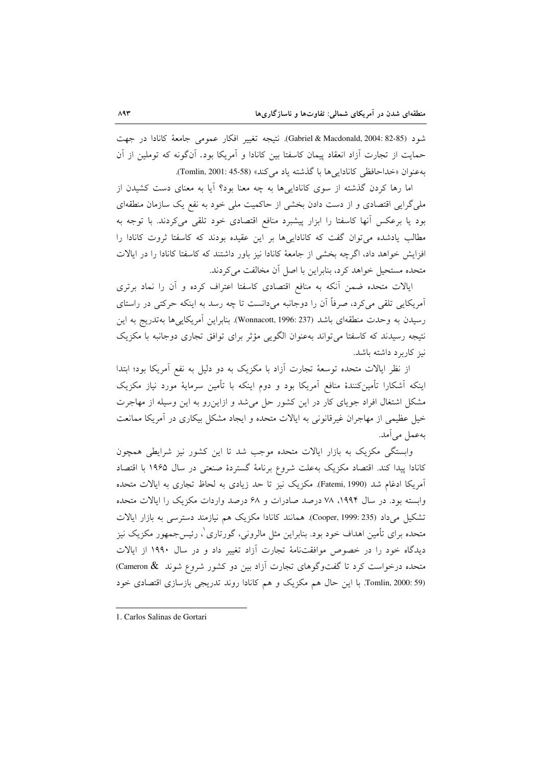شود (Gabriel & Macdonald, 2004: 82-85). نتیجه تغییر افکار عمومی جامعهٔ کانادا در جهت حمایت از تجارت آزاد انعقاد پیمان کاسفتا بین کانادا و آمریکا بود. آن‌گونه که توملین از آن به‌عنوان «خداحافظی کانادایی‌ها با گذشته یاد می‌کند» (Tomlin, 2001: 45-58).

اما رها کردن گذشته از سوی کانادایی‌ها به چه معنا بود؟ آیا به معنای دست کشیدن از ملی‌گرایی اقتصادی و از دست دادن بخشی از حاکمیت ملی خود به نفع یک سازمان منطقه‌ای بود یا برعکس آنها کاسفتا را ابزار پیشبرد منافع اقتصادی خود تلقی می‌کردند. با توجه به مطالب یادشده می‌توان گفت که کانادایی‌ها بر این عقیده بودند که کاسفتا ثروت کانادا را افزایش خواهد داد، اگرچه بخشی از جامعهٔ کانادا نیز باور داشتند که کاسفتا کانادا را در ایالات متحده مستحیل خواهد کرد، بنابراین با اصل آن مخالفت می‌کردند.

ایالات متحده ضمن آنکه به منافع اقتصادی کاسفتا اعتراف کرده و آن را نماد برتری آمریکایی تلقی می‌کرد، صرفاً آن را دوجانبه می‌دانست تا چه رسد به اینکه حرکتی در راستای رسیدن به وحدت منطقه‌ای باشد (Wonnacott, 1996: 237). بنابراین آمریکایی‌ها به‌تدریج به این نتیجه رسیدند که کاسفتا می‌تواند به‌عنوان الگویی مؤثر برای توافق تجاری دوجانبه با مکزیک نیز کاربرد داشته باشد.

از نظر ایالات متحده توسعهٔ تجارت آزاد با مکزیک به دو دلیل به نفع آمریکا بود؛ ابتدا اینکه آشکارا تأمین‌کنندهٔ منافع آمریکا بود و دوم اینکه با تأمین سرمایهٔ مورد نیاز مکزیک مشکل اشتغال افراد جویای کار در این کشور حل می‌شد و ازاین‌رو به این وسیله از مهاجرت خیل عظیمی از مهاجران غیرقانونی به ایالات متحده و ایجاد مشکل بیکاری در آمریکا ممانعت به‌عمل می‌آمد.

وابستگی مکزیک به بازار ایالات متحده موجب شد تا این کشور نیز شرایطی همچون کانادا پیدا کند. اقتصاد مکزیک به‌علت شروع برنامهٔ گستردهٔ صنعتی در سال ۱۹۶۵ با اقتصاد آمریکا ادغام شد (Fatemi, 1990). مکزیک نیز تا حد زیادی به لحاظ تجاری به ایالات متحده وابسته بود. در سال ۱۹۹۴، ۷۸ درصد صادرات و ۶۸ درصد واردات مکزیک را ایالات متحده تشکیل می‌داد (Cooper, 1999: 235). همانند کانادا مکزیک هم نیازمند دسترسی به بازار ایالات متحده برای تأمین اهداف خود بود. بنابراین مثل مالرونی، گورتاری[1]، رئیس‌جمهور مکزیک نیز دیدگاه خود را در خصوص موافقت‌نامهٔ تجارت آزاد تغییر داد و در سال ۱۹۹۰ از ایالات متحده درخواست کرد تا گفت‌وگوهای تجارت آزاد بین دو کشور شروع شوند (Cameron & Tomlin, 2000: 59). با این حال هم مکزیک و هم کانادا روند تدریجی بازسازی اقتصادی خود

---

1. Carlos Salinas de Gortari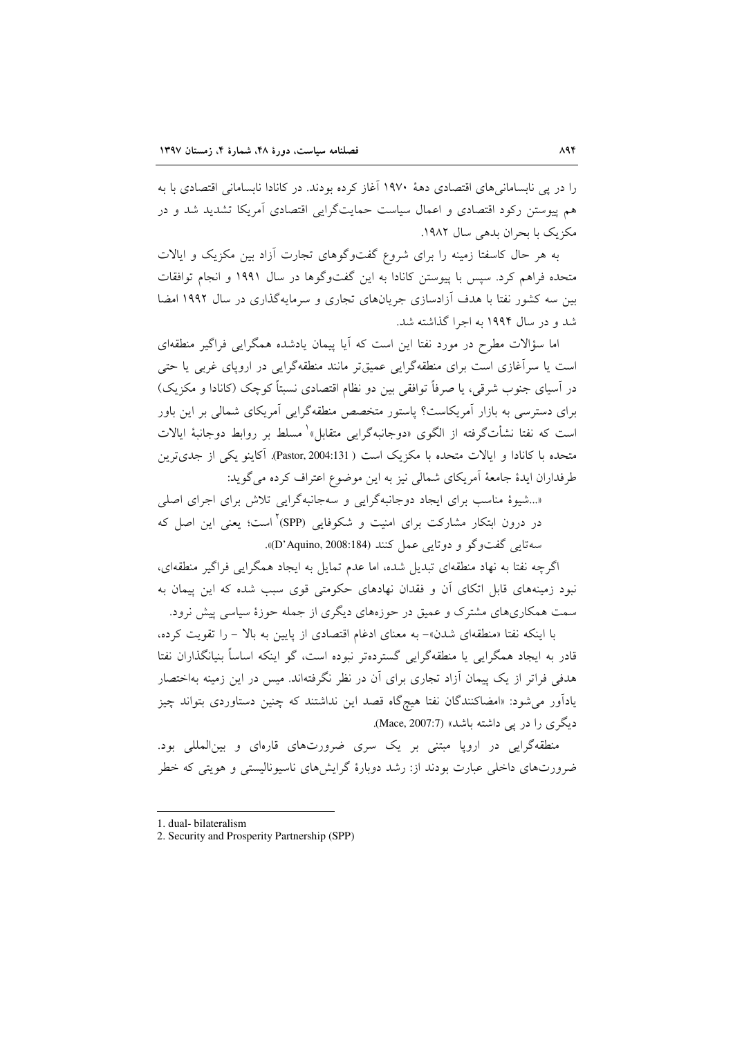را در پی نابسامانی‌های اقتصادی دههٔ ۱۹۷۰ آغاز کرده بودند. در کانادا نابسامانی اقتصادی با به هم پیوستن رکود اقتصادی و اعمال سیاست حمایت‌گرایی اقتصادی آمریکا تشدید شد و در مکزیک با بحران بدهی سال ۱۹۸۲.

به هر حال کاسفتا زمینه را برای شروع گفت‌وگوهای تجارت آزاد بین مکزیک و ایالات متحده فراهم کرد. سپس با پیوستن کانادا به این گفت‌وگوها در سال ۱۹۹۱ و انجام توافقات بین سه کشور نفتا با هدف آزادسازی جریان‌های تجاری و سرمایه‌گذاری در سال ۱۹۹۲ امضا شد و در سال ۱۹۹۴ به اجرا گذاشته شد.

اما سؤالات مطرح در مورد نفتا این است که آیا پیمان یادشده همگرایی فراگیر منطقه‌ای است یا سرآغازی است برای منطقه‌گرایی عمیق‌تر مانند منطقه‌گرایی در اروپای غربی یا حتی در آسیای جنوب شرقی، یا صرفاً توافقی بین دو نظام اقتصادی نسبتاً کوچک (کانادا و مکزیک) برای دسترسی به بازار آمریکاست؟ پاستور متخصص منطقه‌گرایی آمریکای شمالی بر این باور است که نفتا نشأت‌گرفته از الگوی «دوجانبه‌گرایی متقابل»[1] مسلط بر روابط دوجانبهٔ ایالات متحده با کانادا و ایالات متحده با مکزیک است (Pastor, 2004:131). آکاینو یکی از جدی‌ترین طرفداران ایدهٔ جامعهٔ آمریکای شمالی نیز به این موضوع اعتراف کرده می‌گوید:

> «...شیوهٔ مناسب برای ایجاد دوجانبه‌گرایی و سه‌جانبه‌گرایی تلاش برای اجرای اصلی در درون ابتکار مشارکت برای امنیت و شکوفایی (SPP)[2] است؛ یعنی این اصل که سه‌تایی گفت‌وگو و دوتایی عمل کنند (D'Aquino, 2008:184)».

اگرچه نفتا به نهاد منطقه‌ای تبدیل شده، اما عدم تمایل به ایجاد همگرایی فراگیر منطقه‌ای، نبود زمینه‌های قابل اتکای آن و فقدان نهادهای حکومتی قوی سبب شده که این پیمان به سمت همکاری‌های مشترک و عمیق در حوزه‌های دیگری از جمله حوزهٔ سیاسی پیش نرود.

با اینکه نفتا «منطقه‌ای شدن»- به معنای ادغام اقتصادی از پایین به بالا - را تقویت کرده، قادر به ایجاد همگرایی یا منطقه‌گرایی گسترده‌تر نبوده است، گو اینکه اساساً بنیانگذاران نفتا هدفی فراتر از یک پیمان آزاد تجاری برای آن در نظر نگرفته‌اند. میس در این زمینه به‌اختصار یادآور می‌شود: «امضاکنندگان نفتا هیچ‌گاه قصد این نداشتند که چنین دستاوردی بتواند چیز دیگری را در پی داشته باشد» (Mace, 2007:7).

منطقه‌گرایی در اروپا مبتنی بر یک سری ضرورت‌های قاره‌ای و بین‌المللی بود. ضرورت‌های داخلی عبارت بودند از: رشد دوبارهٔ گرایش‌های ناسیونالیستی و هویتی که خطر

---

1. dual- bilateralism
2. Security and Prosperity Partnership (SPP)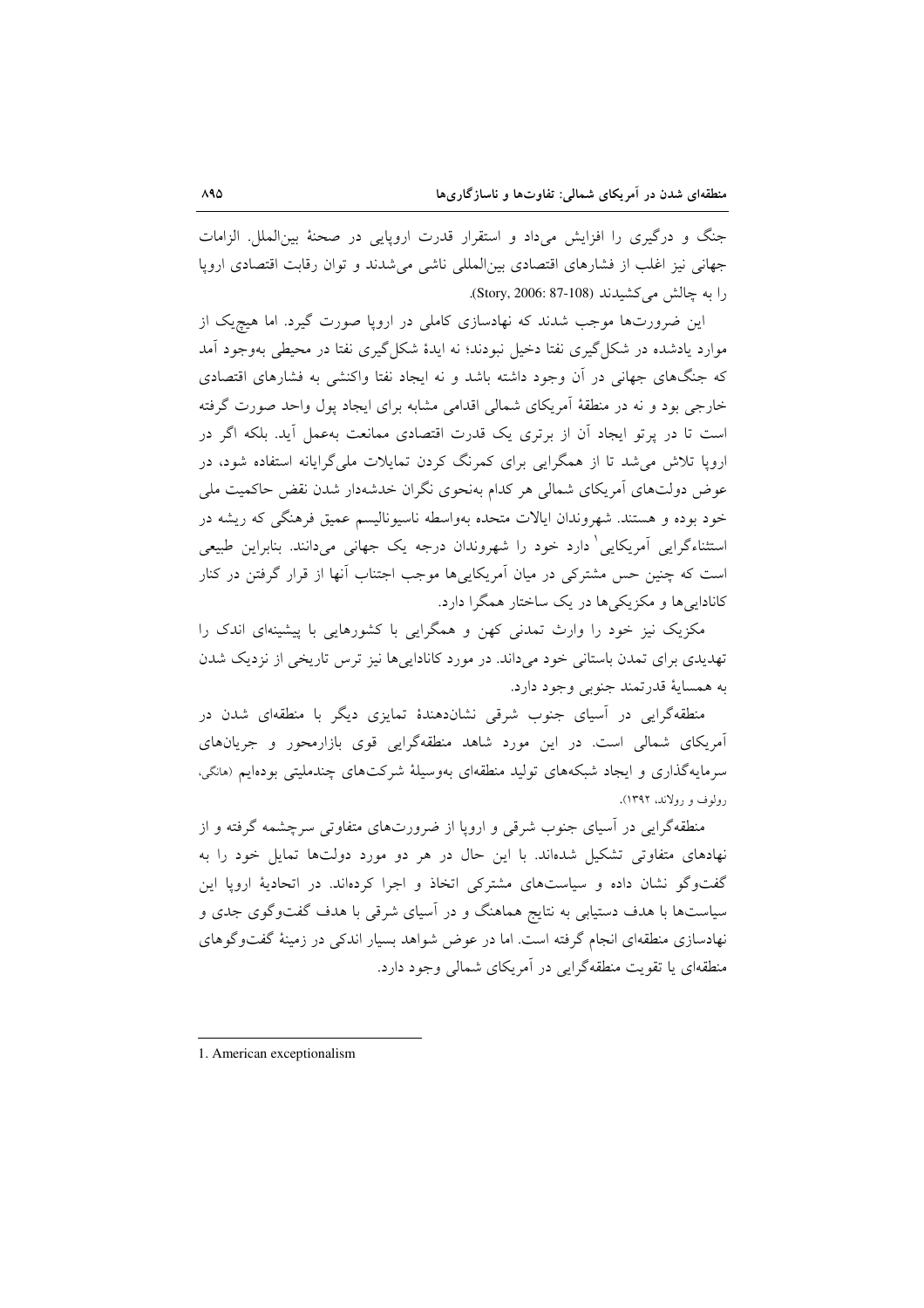جنگ و درگیری را افزایش می‌داد و استقرار قدرت اروپایی در صحنهٔ بین‌الملل. الزامات جهانی نیز اغلب از فشارهای اقتصادی بین‌المللی ناشی می‌شدند و توان رقابت اقتصادی اروپا را به چالش می‌کشیدند (Story, 2006: 87-108).

این ضرورت‌ها موجب شدند که نهادسازی کاملی در اروپا صورت گیرد. اما هیچ‌یک از موارد یادشده در شکل‌گیری نفتا دخیل نبودند؛ نه ایدهٔ شکل‌گیری نفتا در محیطی به‌وجود آمد که جنگ‌های جهانی در آن وجود داشته باشد و نه ایجاد نفتا واکنشی به فشارهای اقتصادی خارجی بود و نه در منطقهٔ آمریکای شمالی اقدامی مشابه برای ایجاد پول واحد صورت گرفته است تا در پرتو ایجاد آن از برتری یک قدرت اقتصادی ممانعت به‌عمل آید. بلکه اگر در اروپا تلاش می‌شد تا از همگرایی برای کمرنگ کردن تمایلات ملی‌گرایانه استفاده شود، در عوض دولت‌های آمریکای شمالی هر کدام به‌نحوی نگران خدشه‌دار شدن نقض حاکمیت ملی خود بوده و هستند. شهروندان ایالات متحده به‌واسطه ناسیونالیسم عمیق فرهنگی که ریشه در استثناءگرایی آمریکایی[1] دارد خود را شهروندان درجه یک جهانی می‌دانند. بنابراین طبیعی است که چنین حس مشترکی در میان آمریکایی‌ها موجب اجتناب آنها از قرار گرفتن در کنار کانادایی‌ها و مکزیکی‌ها در یک ساختار همگرا دارد.

مکزیک نیز خود را وارث تمدنی کهن و همگرایی با کشورهایی با پیشینه‌ای اندک را تهدیدی برای تمدن باستانی خود می‌داند. در مورد کانادایی‌ها نیز ترس تاریخی از نزدیک شدن به همسایهٔ قدرتمند جنوبی وجود دارد.

منطقه‌گرایی در آسیای جنوب شرقی نشان‌دهندهٔ تمایزی دیگر با منطقه‌ای شدن در آمریکای شمالی است. در این مورد شاهد منطقه‌گرایی قوی بازارمحور و جریان‌های سرمایه‌گذاری و ایجاد شبکه‌های تولید منطقه‌ای به‌وسیلهٔ شرکت‌های چندملیتی بوده‌ایم (هانگی، رولوف و رولاند، ۱۳۹۲).

منطقه‌گرایی در آسیای جنوب شرقی و اروپا از ضرورت‌های متفاوتی سرچشمه گرفته و از نهادهای متفاوتی تشکیل شده‌اند. با این حال در هر دو مورد دولت‌ها تمایل خود را به گفت‌وگو نشان داده و سیاست‌های مشترکی اتخاذ و اجرا کرده‌اند. در اتحادیهٔ اروپا این سیاست‌ها با هدف دستیابی به نتایج هماهنگ و در آسیای شرقی با هدف گفت‌وگوی جدی و نهادسازی منطقه‌ای انجام گرفته است. اما در عوض شواهد بسیار اندکی در زمینهٔ گفت‌وگوهای منطقه‌ای یا تقویت منطقه‌گرایی در آمریکای شمالی وجود دارد.

---

1. American exceptionalism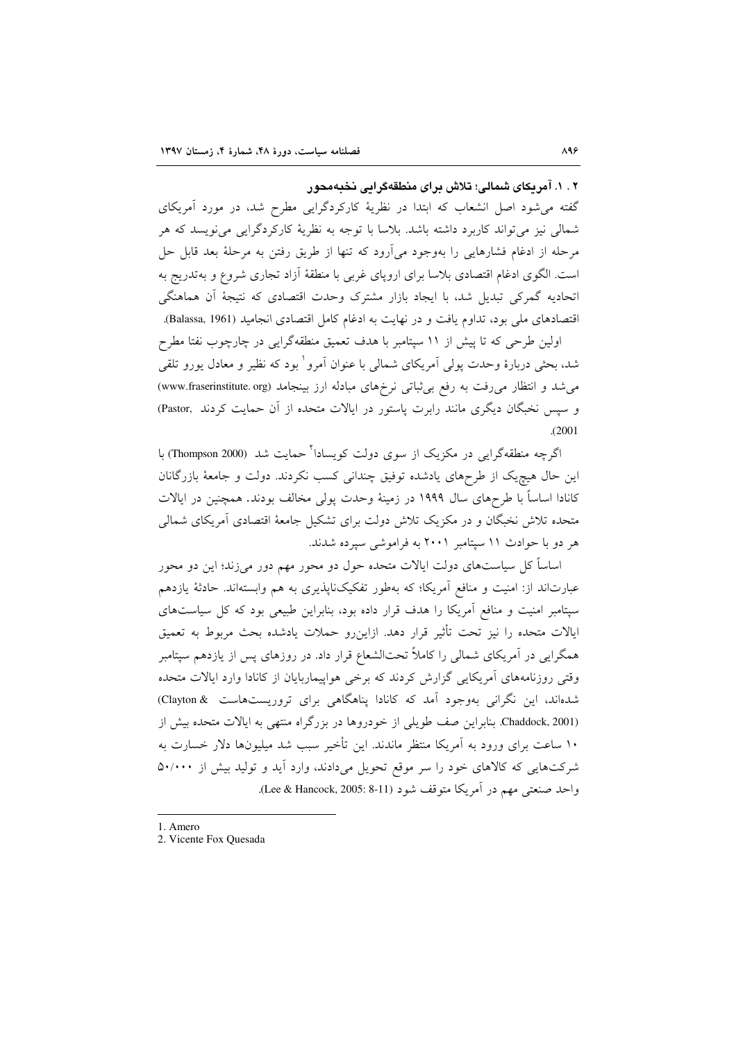### ۲. ۱. آمریکای شمالی؛ تلاش برای منطقه‌گرایی نخبه‌محور

گفته می‌شود اصل انشعاب که ابتدا در نظریهٔ کارکردگرایی مطرح شد، در مورد آمریکای شمالی نیز می‌تواند کاربرد داشته باشد. بلاسا با توجه به نظریهٔ کارکردگرایی می‌نویسد که هر مرحله از ادغام فشارهایی را به‌وجود می‌آورد که تنها از طریق رفتن به مرحلهٔ بعد قابل حل است. الگوی ادغام اقتصادی بلاسا برای اروپای غربی با منطقهٔ آزاد تجاری شروع و به‌تدریج به اتحادیه گمرکی تبدیل شد، با ایجاد بازار مشترک وحدت اقتصادی که نتیجهٔ آن هماهنگی اقتصادهای ملی بود، تداوم یافت و در نهایت به ادغام کامل اقتصادی انجامید (Balassa, 1961).

اولین طرحی که تا پیش از ۱۱ سپتامبر با هدف تعمیق منطقه‌گرایی در چارچوب نفتا مطرح شد، بحثی دربارهٔ وحدت پولی آمریکای شمالی با عنوان آمرو[1] بود که نظیر و معادل یورو تلقی می‌شد و انتظار می‌رفت به رفع بی‌ثباتی نرخ‌های مبادله ارز بینجامد (www.fraserinstitute. org) و سپس نخبگان دیگری مانند رابرت پاستور در ایالات متحده از آن حمایت کردند (Pastor, 2001).

اگرچه منطقه‌گرایی در مکزیک از سوی دولت کویسادا[2] حمایت شد (Thompson 2000) با این حال هیچ‌یک از طرح‌های یادشده توفیق چندانی کسب نکردند. دولت و جامعهٔ بازرگانان کانادا اساساً با طرح‌های سال ۱۹۹۹ در زمینهٔ وحدت پولی مخالف بودند. همچنین در ایالات متحده تلاش نخبگان و در مکزیک تلاش دولت برای تشکیل جامعهٔ اقتصادی آمریکای شمالی هر دو با حوادث ۱۱ سپتامبر ۲۰۰۱ به فراموشی سپرده شدند.

اساساً کل سیاست‌های دولت ایالات متحده حول دو محور مهم دور می‌زند؛ این دو محور عبارت‌اند از: امنیت و منافع آمریکا؛ که به‌طور تفکیک‌ناپذیری به هم وابسته‌اند. حادثهٔ یازدهم سپتامبر امنیت و منافع آمریکا را هدف قرار داده بود، بنابراین طبیعی بود که کل سیاست‌های ایالات متحده را نیز تحت تأثیر قرار دهد. ازاین‌رو حملات یادشده بحث مربوط به تعمیق همگرایی در آمریکای شمالی را کاملاً تحت‌الشعاع قرار داد. در روزهای پس از یازدهم سپتامبر وقتی روزنامه‌های آمریکایی گزارش کردند که برخی هواپیماربایان از کانادا وارد ایالات متحده شده‌اند، این نگرانی به‌وجود آمد که کانادا پناهگاهی برای تروریست‌هاست (Clayton & Chaddock, 2001). بنابراین صف طویلی از خودروها در بزرگراه منتهی به ایالات متحده بیش از ۱۰ ساعت برای ورود به آمریکا منتظر ماندند. این تأخیر سبب شد میلیون‌ها دلار خسارت به شرکت‌هایی که کالاهای خود را سر موقع تحویل می‌دادند، وارد آید و تولید بیش از ۵۰/۰۰۰ واحد صنعتی مهم در آمریکا متوقف شود (Lee & Hancock, 2005: 8-11).

---

1. Amero
2. Vicente Fox Quesada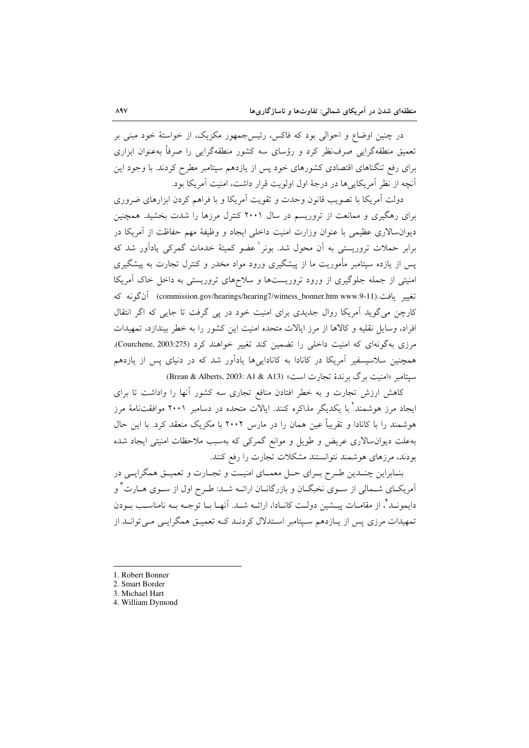در چنین اوضاع و احوالی بود که فاکس، رئیس‌جمهور مکزیک، از خواستهٔ خود مبنی بر تعمیق منطقه‌گرایی صرف‌نظر کرد و رؤسای سه کشور منطقه‌گرایی را صرفاً به‌عنوان ابزاری برای رفع تنگناهای اقتصادی کشورهای خود پس از یازدهم سپتامبر مطرح کردند. با وجود این آنچه از نظر آمریکایی‌ها در درجهٔ اول اولویت قرار داشت، امنیت آمریکا بود.

دولت آمریکا با تصویب قانون وحدت و تقویت آمریکا و با فراهم کردن ابزارهای ضروری برای رهگیری و ممانعت از تروریسم در سال ۲۰۰۱ کنترل مرزها را شدت بخشید. همچنین دیوان‌سالاری عظیمی با عنوان وزارت امنیت داخلی ایجاد و وظیفهٔ مهم حفاظت از آمریکا در برابر حملات تروریستی به آن محول شد. بونر[1] عضو کمیتهٔ خدمات گمرکی یادآور شد که پس از یازده سپتامبر مأموریت ما از پیشگیری ورود مواد مخدر و کنترل تجارت به پیشگیری امنیتی از جمله جلوگیری از ورود تروریست‌ها و سلاح‌های تروریستی به داخل خاک آمریکا تغییر یافت.(www.9-11commission.gov/hearings/hearing7/witness_bonner.htm) آن‌گونه که کارچن می‌گوید آمریکا روال جدیدی برای امنیت خود در پی گرفت تا جایی که اگر انتقال افراد، وسایل نقلیه و کالاها از مرز ایالات متحده امنیت این کشور را به خطر بیندازد، تمهیدات مرزی به‌گونه‌ای که امنیت داخلی را تضمین کند تغییر خواهند کرد (Courchene, 2003:275). همچنین سلاسیسفیر آمریکا در کانادا به کانادایی‌ها یادآور شد که در دنیای پس از یازدهم سپتامبر «امنیت برگ برندهٔ تجارت است» (Brean & Alberts, 2003: A1 & A13)

کاهش ارزش تجارت و به خطر افتادن منافع تجاری سه کشور آنها را واداشت تا برای ایجاد مرز هوشمند[2] با یکدیگر مذاکره کنند. ایالات متحده در دسامبر ۲۰۰۱ موافقت‌نامهٔ مرز هوشمند را با کانادا و تقریباً عین همان را در مارس ۲۰۰۲ با مکزیک منعقد کرد. با این حال به‌علت دیوان‌سالاری عریض و طویل و موانع گمرکی که به‌سبب ملاحظات امنیتی ایجاد شده بودند، مرزهای هوشمند نتوانستند مشکلات تجارت را رفع کنند.

بنابراین چندین طرح برای حل معمای امنیت و تجارت و تعمیق همگرایی در آمریکای شمالی از سوی نخبگان و بازرگانان ارائه شد: طرح اول از سوی هارت[3] و دایموند[4]، از مقامات پیشین دولت کانادا، ارائه شد. آنها با توجه به نامناسب بودن تمهیدات مرزی پس از یازدهم سپتامبر استدلال کردند که تعمیق همگرایی می‌تواند از

---

1. Robert Bonner
2. Smart Border
3. Michael Hart
4. William Dymond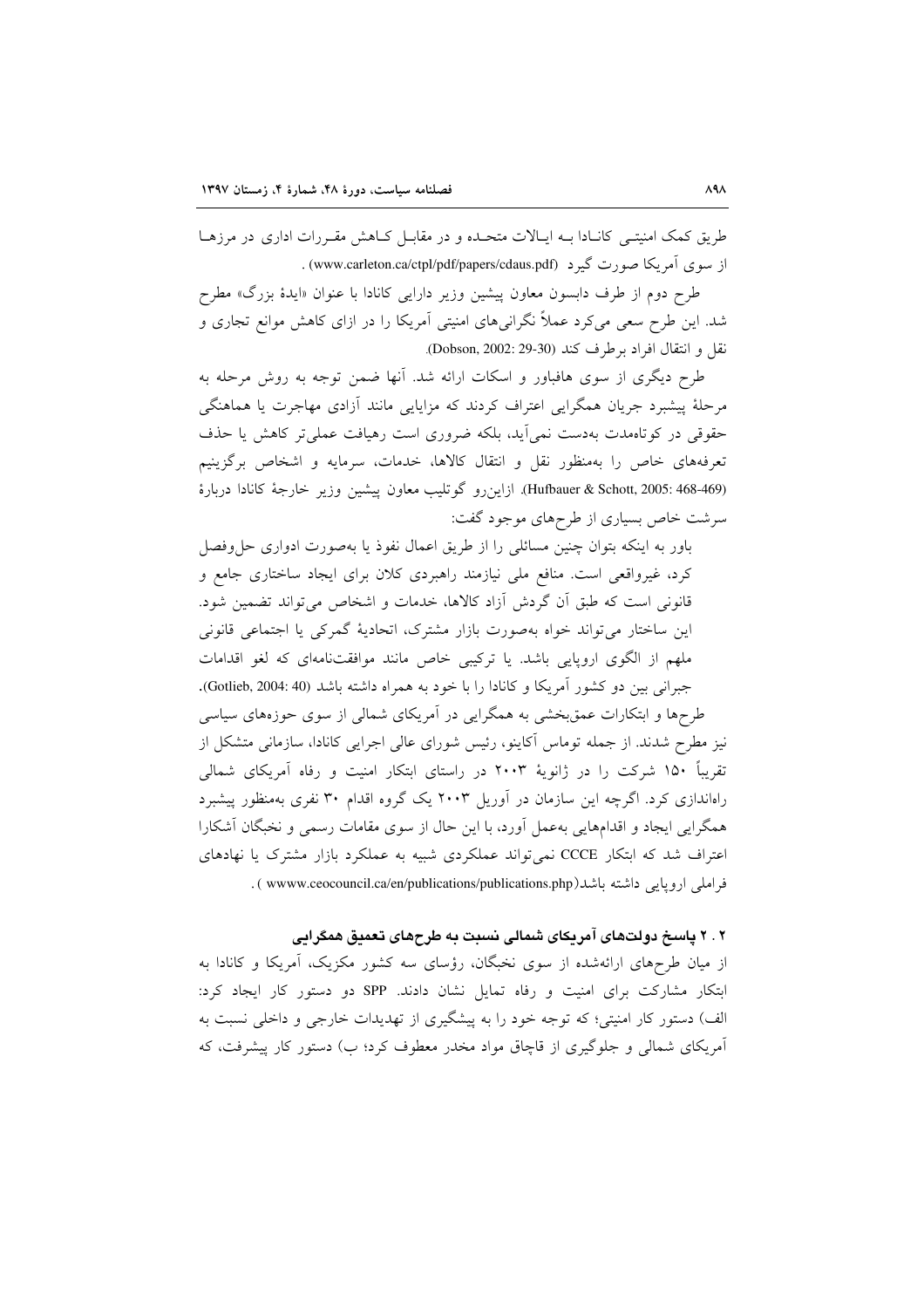طریق کمک امنیتی کانادا به ایالات متحده و در مقابل کاهش مقررات اداری در مرزها از سوی آمریکا صورت گیرد (www.carleton.ca/ctpl/pdf/papers/cdaus.pdf) .

طرح دوم از طرف دابسون معاون پیشین وزیر دارایی کانادا با عنوان «ایدهٔ بزرگ» مطرح شد. این طرح سعی می‌کرد عملاً نگرانی‌های امنیتی آمریکا را در ازای کاهش موانع تجاری و نقل و انتقال افراد برطرف کند (Dobson, 2002: 29-30).

طرح دیگری از سوی هافباور و اسکات ارائه شد. آنها ضمن توجه به روش مرحله به مرحلهٔ پیشبرد جریان همگرایی اعتراف کردند که مزایایی مانند آزادی مهاجرت یا هماهنگی حقوقی در کوتاه‌مدت به‌دست نمی‌آید، بلکه ضروری است رهیافت عملی‌تر کاهش یا حذف تعرفه‌های خاص را به‌منظور نقل و انتقال کالاها، خدمات، سرمایه و اشخاص برگزینیم (Hufbauer & Schott, 2005: 468-469). ازاین‌رو گوتلیب معاون پیشین وزیر خارجهٔ کانادا دربارهٔ سرشت خاص بسیاری از طرح‌های موجود گفت:

> باور به اینکه بتوان چنین مسائلی را از طریق اعمال نفوذ یا به‌صورت ادواری حل‌وفصل کرد، غیرواقعی است. منافع ملی نیازمند راهبردی کلان برای ایجاد ساختاری جامع و قانونی است که طبق آن گردش آزاد کالاها، خدمات و اشخاص می‌تواند تضمین شود. این ساختار می‌تواند خواه به‌صورت بازار مشترک، اتحادیهٔ گمرکی یا اجتماعی قانونی ملهم از الگوی اروپایی باشد. یا ترکیبی خاص مانند موافقت‌نامه‌ای که لغو اقدامات جبرانی بین دو کشور آمریکا و کانادا را با خود به همراه داشته باشد (Gotlieb, 2004: 40).

طرح‌ها و ابتکارات عمق‌بخشی به همگرایی در آمریکای شمالی از سوی حوزه‌های سیاسی نیز مطرح شدند. از جمله توماس آکاینو، رئیس شورای عالی اجرایی کانادا، سازمانی متشکل از تقریباً ۱۵۰ شرکت را در ژانویهٔ ۲۰۰۳ در راستای ابتکار امنیت و رفاه آمریکای شمالی راه‌اندازی کرد. اگرچه این سازمان در آوریل ۲۰۰۳ یک گروه اقدام ۳۰ نفری به‌منظور پیشبرد همگرایی ایجاد و اقدام‌هایی به‌عمل آورد، با این حال از سوی مقامات رسمی و نخبگان آشکارا اعتراف شد که ابتکار CCCE نمی‌تواند عملکردی شبیه به عملکرد بازار مشترک یا نهادهای فراملی اروپایی داشته باشد( wwww.ceocouncil.ca/en/publications/publications.php ) .

### ۲ . ۲ پاسخ دولت‌های آمریکای شمالی نسبت به طرح‌های تعمیق همگرایی

از میان طرح‌های ارائه‌شده از سوی نخبگان، رؤسای سه کشور مکزیک، آمریکا و کانادا به ابتکار مشارکت برای امنیت و رفاه تمایل نشان دادند. SPP دو دستور کار ایجاد کرد: الف) دستور کار امنیتی؛ که توجه خود را به پیشگیری از تهدیدات خارجی و داخلی نسبت به آمریکای شمالی و جلوگیری از قاچاق مواد مخدر معطوف کرد؛ ب) دستور کار پیشرفت، که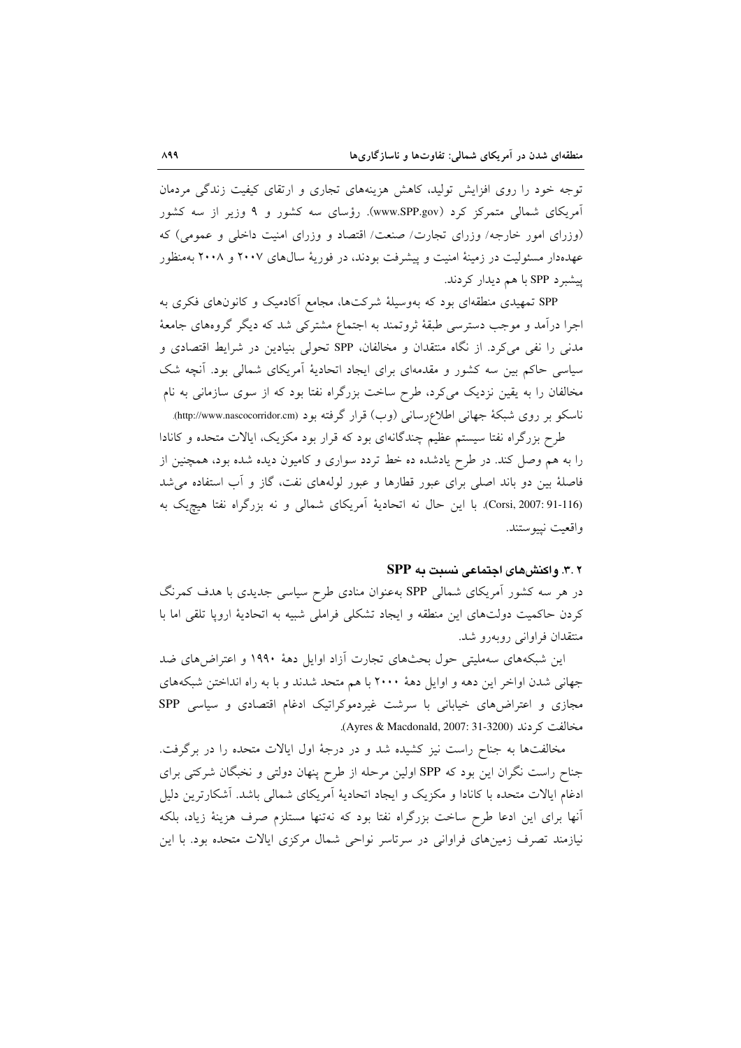توجه خود را روی افزایش تولید، کاهش هزینه‌های تجاری و ارتقای کیفیت زندگی مردمان آمریکای شمالی متمرکز کرد (www.SPP.gov). رؤسای سه کشور و ۹ وزیر از سه کشور (وزرای امور خارجه/ وزرای تجارت/ صنعت/ اقتصاد و وزرای امنیت داخلی و عمومی) که عهده‌دار مسئولیت در زمینهٔ امنیت و پیشرفت بودند، در فوریهٔ سال‌های ۲۰۰۷ و ۲۰۰۸ به‌منظور پیشبرد SPP با هم دیدار کردند.

SPP تمهیدی منطقه‌ای بود که به‌وسیلهٔ شرکت‌ها، مجامع آکادمیک و کانون‌های فکری به اجرا درآمد و موجب دسترسی طبقهٔ ثروتمند به اجتماع مشترکی شد که دیگر گروه‌های جامعهٔ مدنی را نفی می‌کرد. از نگاه منتقدان و مخالفان، SPP تحولی بنیادین در شرایط اقتصادی و سیاسی حاکم بین سه کشور و مقدمه‌ای برای ایجاد اتحادیهٔ آمریکای شمالی بود. آنچه شک مخالفان را به یقین نزدیک می‌کرد، طرح ساخت بزرگراه نفتا بود که از سوی سازمانی به نام ناسکو بر روی شبکهٔ جهانی اطلاع‌رسانی (وب) قرار گرفته بود (http://www.nascocorridor.cm).

طرح بزرگراه نفتا سیستم عظیم چندگانه‌ای بود که قرار بود مکزیک، ایالات متحده و کانادا را به هم وصل کند. در طرح یادشده ده خط تردد سواری و کامیون دیده شده بود، همچنین از فاصلهٔ بین دو باند اصلی برای عبور قطارها و عبور لوله‌های نفت، گاز و آب استفاده می‌شد (Corsi, 2007: 91-116). با این حال نه اتحادیهٔ آمریکای شمالی و نه بزرگراه نفتا هیچ‌یک به واقعیت نپیوستند.

### ۲ .۳. واکنش‌های اجتماعی نسبت به SPP

در هر سه کشور آمریکای شمالی SPP به‌عنوان منادی طرح سیاسی جدیدی با هدف کمرنگ کردن حاکمیت دولت‌های این منطقه و ایجاد تشکلی فراملی شبیه به اتحادیهٔ اروپا تلقی اما با منتقدان فراوانی روبه‌رو شد.

این شبکه‌های سه‌ملیتی حول بحث‌های تجارت آزاد اوایل دههٔ ۱۹۹۰ و اعتراض‌های ضد جهانی شدن اواخر این دهه و اوایل دههٔ ۲۰۰۰ با هم متحد شدند و با به راه انداختن شبکه‌های مجازی و اعتراض‌های خیابانی با سرشت غیردموکراتیک ادغام اقتصادی و سیاسی SPP مخالفت کردند (Ayres & Macdonald, 2007: 31-3200).

مخالفت‌ها به جناح راست نیز کشیده شد و در درجهٔ اول ایالات متحده را در بر گرفت. جناح راست نگران این بود که SPP اولین مرحله از طرح پنهان دولتی و نخبگان شرکتی برای ادغام ایالات متحده با کانادا و مکزیک و ایجاد اتحادیهٔ آمریکای شمالی باشد. آشکارترین دلیل آنها برای این ادعا طرح ساخت بزرگراه نفتا بود که نه‌تنها مستلزم صرف هزینهٔ زیاد، بلکه نیازمند تصرف زمین‌های فراوانی در سرتاسر نواحی شمال مرکزی ایالات متحده بود. با این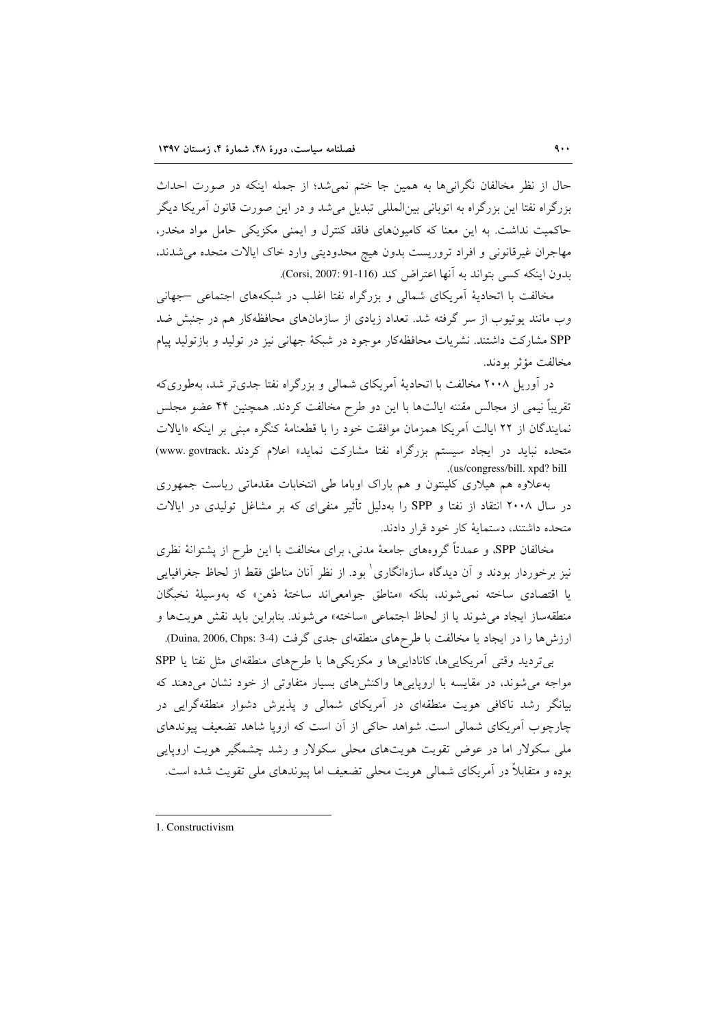حال از نظر مخالفان نگرانی‌ها به همین جا ختم نمی‌شد؛ از جمله اینکه در صورت احداث بزرگراه نفتا این بزرگراه به اتوبانی بین‌المللی تبدیل می‌شد و در این صورت قانون آمریکا دیگر حاکمیت نداشت. به این معنا که کامیون‌های فاقد کنترل و ایمنی مکزیکی حامل مواد مخدر، مهاجران غیرقانونی و افراد تروریست بدون هیچ محدودیتی وارد خاک ایالات متحده می‌شدند، بدون اینکه کسی بتواند به آنها اعتراض کند (Corsi, 2007: 91-116).

مخالفت با اتحادیهٔ آمریکای شمالی و بزرگراه نفتا اغلب در شبکه‌های اجتماعی –جهانی وب مانند یوتیوب از سر گرفته شد. تعداد زیادی از سازمان‌های محافظه‌کار هم در جنبش ضد SPP مشارکت داشتند. نشریات محافظه‌کار موجود در شبکهٔ جهانی نیز در تولید و بازتولید پیام مخالفت مؤثر بودند.

در آوریل ۲۰۰۸ مخالفت با اتحادیهٔ آمریکای شمالی و بزرگراه نفتا جدی‌تر شد، به‌طوری‌که تقریباً نیمی از مجالس مقننه ایالت‌ها با این دو طرح مخالفت کردند. همچنین ۴۴ عضو مجلس نمایندگان از ۲۲ ایالت آمریکا همزمان موافقت خود را با قطعنامهٔ کنگره مبنی بر اینکه «ایالات متحده نباید در ایجاد سیستم بزرگراه نفتا مشارکت نماید» اعلام کردند (www. govtrack. us/congress/bill. xpd? bill).

به‌علاوه هم هیلاری کلینتون و هم باراک اوباما طی انتخابات مقدماتی ریاست جمهوری در سال ۲۰۰۸ انتقاد از نفتا و SPP را به‌دلیل تأثیر منفی‌ای که بر مشاغل تولیدی در ایالات متحده داشتند، دستمایهٔ کار خود قرار دادند.

مخالفان SPP، و عمدتاً گروه‌های جامعهٔ مدنی، برای مخالفت با این طرح از پشتوانهٔ نظری نیز برخوردار بودند و آن دیدگاه سازه‌انگاری[1] بود. از نظر آنان مناطق فقط از لحاظ جغرافیایی یا اقتصادی ساخته نمی‌شوند، بلکه «مناطق جوامعی‌اند ساختهٔ ذهن» که به‌وسیلهٔ نخبگان منطقه‌ساز ایجاد می‌شوند یا از لحاظ اجتماعی «ساخته» می‌شوند. بنابراین باید نقش هویت‌ها و ارزش‌ها را در ایجاد یا مخالفت با طرح‌های منطقه‌ای جدی گرفت (Duina, 2006, Chps: 3-4).

بی‌تردید وقتی آمریکایی‌ها، کانادایی‌ها و مکزیکی‌ها با طرح‌های منطقه‌ای مثل نفتا یا SPP مواجه می‌شوند، در مقایسه با اروپایی‌ها واکنش‌های بسیار متفاوتی از خود نشان می‌دهند که بیانگر رشد ناکافی هویت منطقه‌ای در آمریکای شمالی و پذیرش دشوار منطقه‌گرایی در چارچوب آمریکای شمالی است. شواهد حاکی از آن است که اروپا شاهد تضعیف پیوندهای ملی سکولار اما در عوض تقویت هویت‌های محلی سکولار و رشد چشمگیر هویت اروپایی بوده و متقابلاً در آمریکای شمالی هویت محلی تضعیف اما پیوندهای ملی تقویت شده است.

---

1. Constructivism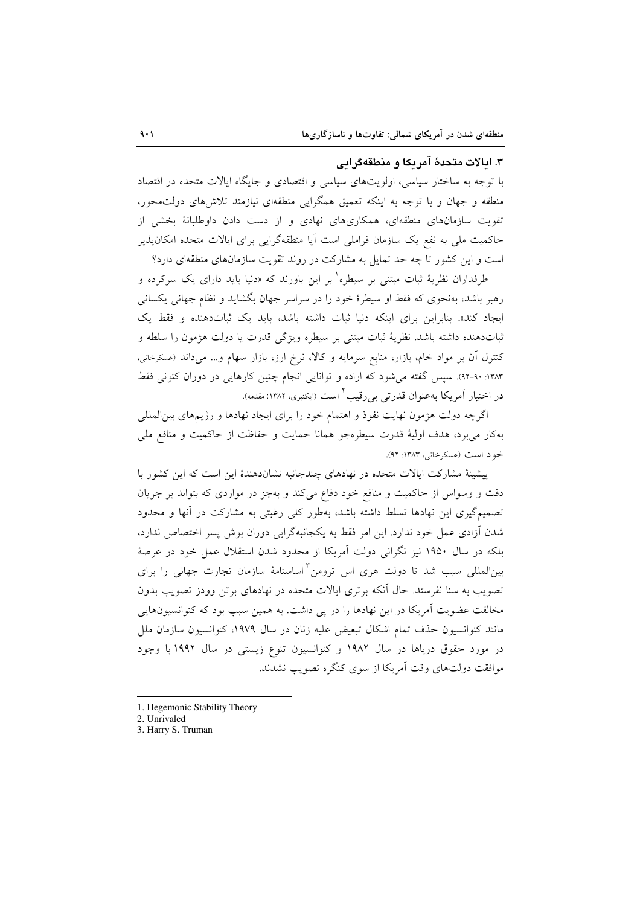### ۳. ایالات متحدهٔ آمریکا و منطقه‌گرایی

با توجه به ساختار سیاسی، اولویت‌های سیاسی و اقتصادی و جایگاه ایالات متحده در اقتصاد منطقه و جهان و با توجه به اینکه تعمیق همگرایی منطقه‌ای نیازمند تلاش‌های دولت‌محور، تقویت سازمان‌های منطقه‌ای، همکاری‌های نهادی و از دست دادن داوطلبانهٔ بخشی از حاکمیت ملی به نفع یک سازمان فراملی است آیا منطقه‌گرایی برای ایالات متحده امکان‌پذیر است و این کشور تا چه حد تمایل به مشارکت در روند تقویت سازمان‌های منطقه‌ای دارد؟

طرفداران نظریهٔ ثبات مبتنی بر سیطره[1] بر این باورند که «دنیا باید دارای یک سرکرده و رهبر باشد، به‌نحوی که فقط او سیطرهٔ خود را در سراسر جهان بگشاید و نظام جهانی یکسانی ایجاد کند». بنابراین برای اینکه دنیا ثبات داشته باشد، باید یک ثبات‌دهنده و فقط یک ثبات‌دهنده داشته باشد. نظریهٔ ثبات مبتنی بر سیطره ویژگی قدرت یا دولت هژمون را سلطه و کنترل آن بر مواد خام، بازار، منابع سرمایه و کالا، نرخ ارز، بازار سهام و... می‌داند (عسکرخانی، ۱۳۸۳: ۹۰-۹۲). سپس گفته می‌شود که اراده و توانایی انجام چنین کارهایی در دوران کنونی فقط در اختیار آمریکا به‌عنوان قدرتی بی‌رقیب[2] است (ایکنبری، ۱۳۸۲: مقدمه).

اگرچه دولت هژمون نهایت نفوذ و اهتمام خود را برای ایجاد نهادها و رژیم‌های بین‌المللی به‌کار می‌برد، هدف اولیهٔ قدرت سیطره‌جو همانا حمایت و حفاظت از حاکمیت و منافع ملی خود است (عسکرخانی، ۱۳۸۳: ۹۲).

پیشینهٔ مشارکت ایالات متحده در نهادهای چندجانبه نشان‌دهندهٔ این است که این کشور با دقت و وسواس از حاکمیت و منافع خود دفاع می‌کند و به‌جز در مواردی که بتواند بر جریان تصمیم‌گیری این نهادها تسلط داشته باشد، به‌طور کلی رغبتی به مشارکت در آنها و محدود شدن آزادی عمل خود ندارد. این امر فقط به یکجانبه‌گرایی دوران بوش پسر اختصاص ندارد، بلکه در سال ۱۹۵۰ نیز نگرانی دولت آمریکا از محدود شدن استقلال عمل خود در عرصهٔ بین‌المللی سبب شد تا دولت هری اس ترومن[3] اساسنامهٔ سازمان تجارت جهانی را برای تصویب به سنا نفرستد. حال آنکه برتری ایالات متحده در نهادهای برتن وودز تصویب بدون مخالفت عضویت آمریکا در این نهادها را در پی داشت. به همین سبب بود که کنوانسیون‌هایی مانند کنوانسیون حذف تمام اشکال تبعیض علیه زنان در سال ۱۹۷۹، کنوانسیون سازمان ملل در مورد حقوق دریاها در سال ۱۹۸۲ و کنوانسیون تنوع زیستی در سال ۱۹۹۲ با وجود موافقت دولت‌های وقت آمریکا از سوی کنگره تصویب نشدند.

---

1. Hegemonic Stability Theory
2. Unrivaled
3. Harry S. Truman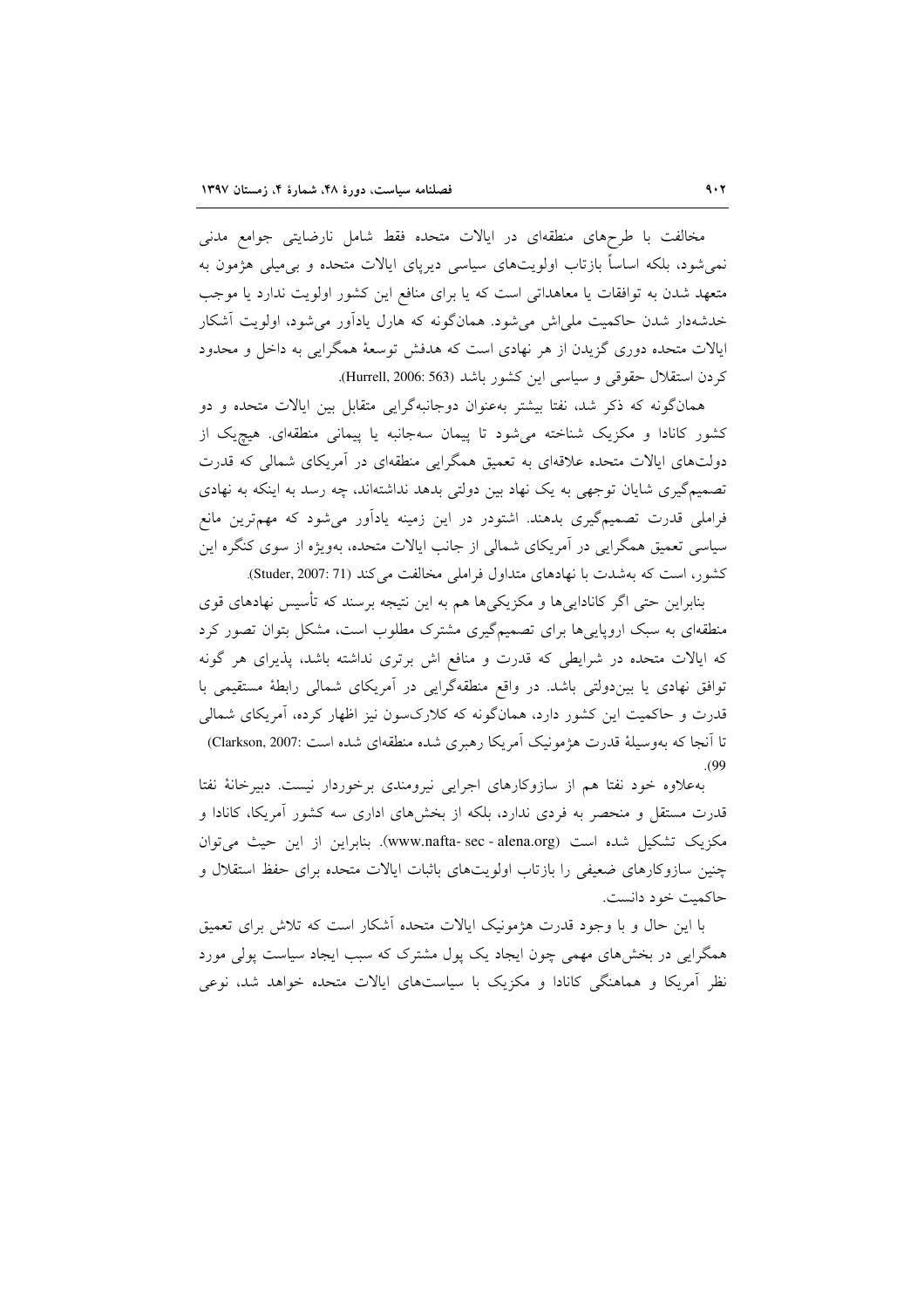مخالفت با طرح‌های منطقه‌ای در ایالات متحده فقط شامل نارضایتی جوامع مدنی نمی‌شود، بلکه اساساً بازتاب اولویت‌های سیاسی دیرپای ایالات متحده و بی‌میلی هژمون به متعهد شدن به توافقات یا معاهداتی است که یا برای منافع این کشور اولویت ندارد یا موجب خدشه‌دار شدن حاکمیت ملی‌اش می‌شود. همان‌گونه که هارل یادآور می‌شود، اولویت آشکار ایالات متحده دوری گزیدن از هر نهادی است که هدفش توسعهٔ همگرایی به داخل و محدود کردن استقلال حقوقی و سیاسی این کشور باشد (Hurrell, 2006: 563).

همان‌گونه که ذکر شد، نفتا بیشتر به‌عنوان دوجانبه‌گرایی متقابل بین ایالات متحده و دو کشور کانادا و مکزیک شناخته می‌شود تا پیمان سه‌جانبه یا پیمانی منطقه‌ای. هیچ‌یک از دولت‌های ایالات متحده علاقه‌ای به تعمیق همگرایی منطقه‌ای در آمریکای شمالی که قدرت تصمیم‌گیری شایان توجهی به یک نهاد بین دولتی بدهد نداشته‌اند، چه رسد به اینکه به نهادی فراملی قدرت تصمیم‌گیری بدهند. اشتودر در این زمینه یادآور می‌شود که مهم‌ترین مانع سیاسی تعمیق همگرایی در آمریکای شمالی از جانب ایالات متحده، به‌ویژه از سوی کنگره این کشور، است که به‌شدت با نهادهای متداول فراملی مخالفت می‌کند (Studer, 2007: 71).

بنابراین حتی اگر کانادایی‌ها و مکزیکی‌ها هم به این نتیجه برسند که تأسیس نهادهای قوی منطقه‌ای به سبک اروپایی‌ها برای تصمیم‌گیری مشترک مطلوب است، مشکل بتوان تصور کرد که ایالات متحده در شرایطی که قدرت و منافع اش برتری نداشته باشد، پذیرای هر گونه توافق نهادی یا بین‌دولتی باشد. در واقع منطقه‌گرایی در آمریکای شمالی رابطهٔ مستقیمی با قدرت و حاکمیت این کشور دارد، همان‌گونه که کلارک‌سون نیز اظهار کرده، آمریکای شمالی تا آنجا که به‌وسیلهٔ قدرت هژمونیک آمریکا رهبری شده منطقه‌ای شده است (Clarkson, 2007: 99).

به‌علاوه خود نفتا هم از سازوکارهای اجرایی نیرومندی برخوردار نیست. دبیرخانهٔ نفتا قدرت مستقل و منحصر به فردی ندارد، بلکه از بخش‌های اداری سه کشور آمریکا، کانادا و مکزیک تشکیل شده است (www.nafta- sec - alena.org). بنابراین از این حیث می‌توان چنین سازوکارهای ضعیفی را بازتاب اولویت‌های باثبات ایالات متحده برای حفظ استقلال و حاکمیت خود دانست.

با این حال و با وجود قدرت هژمونیک ایالات متحده آشکار است که تلاش برای تعمیق همگرایی در بخش‌های مهمی چون ایجاد یک پول مشترک که سبب ایجاد سیاست پولی مورد نظر آمریکا و هماهنگی کانادا و مکزیک با سیاست‌های ایالات متحده خواهد شد، نوعی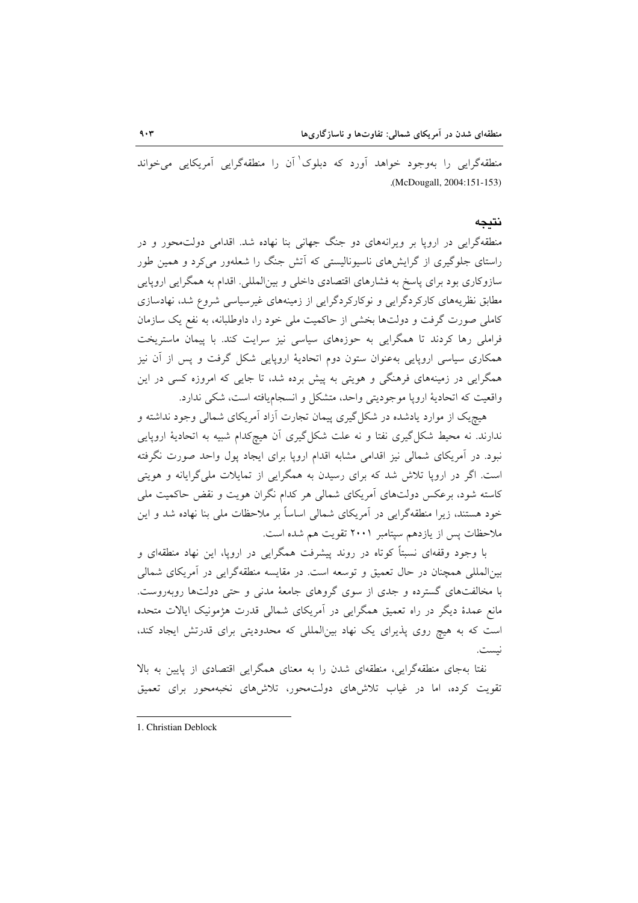منطقه‌گرایی را به‌وجود خواهد آورد که دبلوک[1] آن را منطقه‌گرایی آمریکایی می‌خواند (McDougall, 2004:151-153).

## نتیجه

منطقه‌گرایی در اروپا بر ویرانه‌های دو جنگ جهانی بنا نهاده شد. اقدامی دولت‌محور و در راستای جلوگیری از گرایش‌های ناسیونالیستی که آتش جنگ را شعله‌ور می‌کرد و همین طور سازوکاری بود برای پاسخ به فشارهای اقتصادی داخلی و بین‌المللی. اقدام به همگرایی اروپایی مطابق نظریه‌های کارکردگرایی و نوکارکردگرایی از زمینه‌های غیرسیاسی شروع شد، نهادسازی کاملی صورت گرفت و دولت‌ها بخشی از حاکمیت ملی خود را، داوطلبانه، به نفع یک سازمان فراملی رها کردند تا همگرایی به حوزه‌های سیاسی نیز سرایت کند. با پیمان ماستریخت همکاری سیاسی اروپایی به‌عنوان ستون دوم اتحادیهٔ اروپایی شکل گرفت و پس از آن نیز همگرایی در زمینه‌های فرهنگی و هویتی به پیش برده شد، تا جایی که امروزه کسی در این واقعیت که اتحادیهٔ اروپا موجودیتی واحد، متشکل و انسجام‌یافته است، شکی ندارد.

هیچ‌یک از موارد یادشده در شکل‌گیری پیمان تجارت آزاد آمریکای شمالی وجود نداشته و ندارند. نه محیط شکل‌گیری نفتا و نه علت شکل‌گیری آن هیچ‌کدام شبیه به اتحادیهٔ اروپایی نبود. در آمریکای شمالی نیز اقدامی مشابه اقدام اروپا برای ایجاد پول واحد صورت نگرفته است. اگر در اروپا تلاش شد که برای رسیدن به همگرایی از تمایلات ملی‌گرایانه و هویتی کاسته شود، برعکس دولت‌های آمریکای شمالی هر کدام نگران هویت و نقض حاکمیت ملی خود هستند، زیرا منطقه‌گرایی در آمریکای شمالی اساساً بر ملاحظات ملی بنا نهاده شد و این ملاحظات پس از یازدهم سپتامبر ۲۰۰۱ تقویت هم شده است.

با وجود وقفه‌ای نسبتاً کوتاه در روند پیشرفت همگرایی در اروپا، این نهاد منطقه‌ای و بین‌المللی همچنان در حال تعمیق و توسعه است. در مقایسه منطقه‌گرایی در آمریکای شمالی با مخالفت‌های گسترده و جدی از سوی گروهای جامعهٔ مدنی و حتی دولت‌ها روبه‌روست. مانع عمدهٔ دیگر در راه تعمیق همگرایی در آمریکای شمالی قدرت هژمونیک ایالات متحده است که به هیچ روی پذیرای یک نهاد بین‌المللی که محدودیتی برای قدرتش ایجاد کند، نیست.

نفتا به‌جای منطقه‌گرایی، منطقه‌ای شدن را به معنای همگرایی اقتصادی از پایین به بالا تقویت کرده، اما در غیاب تلاش‌های دولت‌محور، تلاش‌های نخبه‌محور برای تعمیق

---

1. Christian Deblock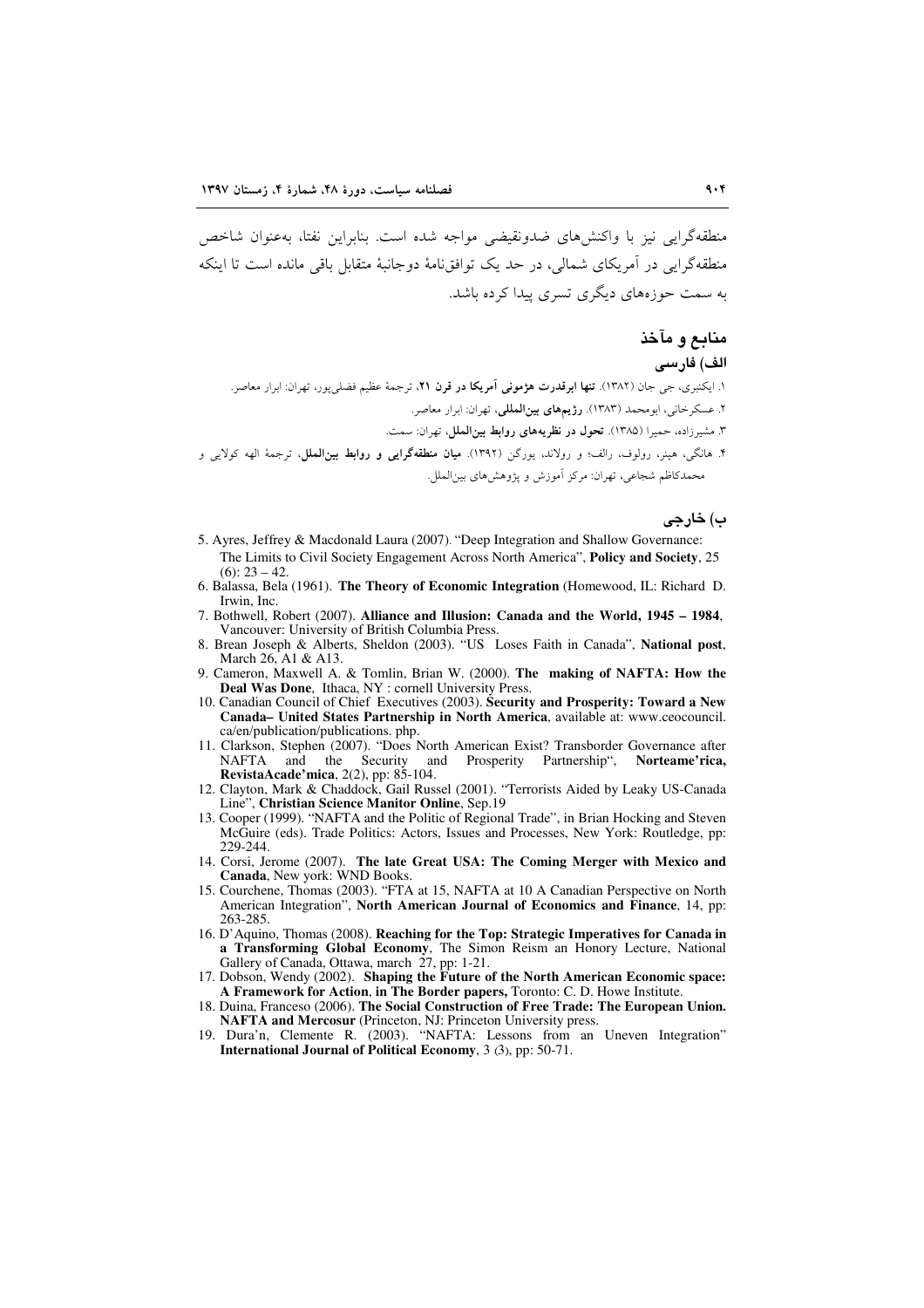منطقه‌گرایی نیز با واکنش‌های ضدونقیضی مواجه شده است. بنابراین نفتا، به‌عنوان شاخص منطقه‌گرایی در آمریکای شمالی، در حد یک توافق‌نامهٔ دوجانبهٔ متقابل باقی مانده است تا اینکه به سمت حوزه‌های دیگری تسری پیدا کرده باشد.

## منابع و مآخذ

### الف) فارسی

۱. ایکنبری، جی جان (۱۳۸۲). **تنها ابرقدرت هژمونی آمریکا در قرن ۲۱**، ترجمهٔ عظیم فضلی‌پور، تهران: ابرار معاصر.

۲. عسکرخانی، ابومحمد (۱۳۸۳). **رژیم‌های بین‌المللی**، تهران: ابرار معاصر.

۳. مشیرزاده، حمیرا (۱۳۸۵). **تحول در نظریه‌های روابط بین‌الملل**، تهران: سمت.

۴. هانگی، هینر، رولوف، رالف؛ و رولاند، یورگن (۱۳۹۲). **میان منطقه‌گرایی و روابط بین‌الملل**، ترجمهٔ الهه کولایی و محمدکاظم شجاعی، تهران: مرکز آموزش و پژوهش‌های بین‌الملل.

### ب) خارجی

5. Ayres, Jeffrey & Macdonald Laura (2007). "Deep Integration and Shallow Governance: The Limits to Civil Society Engagement Across North America", **Policy and Society**, 25 (6): 23 – 42.
6. Balassa, Bela (1961). **The Theory of Economic Integration** (Homewood, IL: Richard D. Irwin, Inc.
7. Bothwell, Robert (2007). **Alliance and Illusion: Canada and the World, 1945 – 1984**, Vancouver: University of British Columbia Press.
8. Brean Joseph & Alberts, Sheldon (2003). "US Loses Faith in Canada", **National post**, March 26, A1 & A13.
9. Cameron, Maxwell A. & Tomlin, Brian W. (2000). **The making of NAFTA: How the Deal Was Done**, Ithaca, NY : cornell University Press.
10. Canadian Council of Chief Executives (2003). **Security and Prosperity: Toward a New Canada– United States Partnership in North America**, available at: www.ceocouncil. ca/en/publication/publications. php.
11. Clarkson, Stephen (2007). "Does North American Exist? Transborder Governance after NAFTA and the Security and Prosperity Partnership", **Norteame'rica, RevistaAcade'mica**, 2(2), pp: 85-104.
12. Clayton, Mark & Chaddock, Gail Russel (2001). "Terrorists Aided by Leaky US-Canada Line", **Christian Science Manitor Online**, Sep.19
13. Cooper (1999). "NAFTA and the Politic of Regional Trade", in Brian Hocking and Steven McGuire (eds). Trade Politics: Actors, Issues and Processes, New York: Routledge, pp: 229-244.
14. Corsi, Jerome (2007). **The late Great USA: The Coming Merger with Mexico and Canada**, New york: WND Books.
15. Courchene, Thomas (2003). "FTA at 15, NAFTA at 10 A Canadian Perspective on North American Integration", **North American Journal of Economics and Finance**, 14, pp: 263-285.
16. D'Aquino, Thomas (2008). **Reaching for the Top: Strategic Imperatives for Canada in a Transforming Global Economy**, The Simon Reism an Honory Lecture, National Gallery of Canada, Ottawa, march 27, pp: 1-21.
17. Dobson, Wendy (2002). **Shaping the Future of the North American Economic space: A Framework for Action**, **in The Border papers,** Toronto: C. D. Howe Institute.
18. Duina, Franceso (2006). **The Social Construction of Free Trade: The European Union. NAFTA and Mercosur** (Princeton, NJ: Princeton University press.
19. Dura'n, Clemente R. (2003). "NAFTA: Lessons from an Uneven Integration" **International Journal of Political Economy**, 3 (3), pp: 50-71.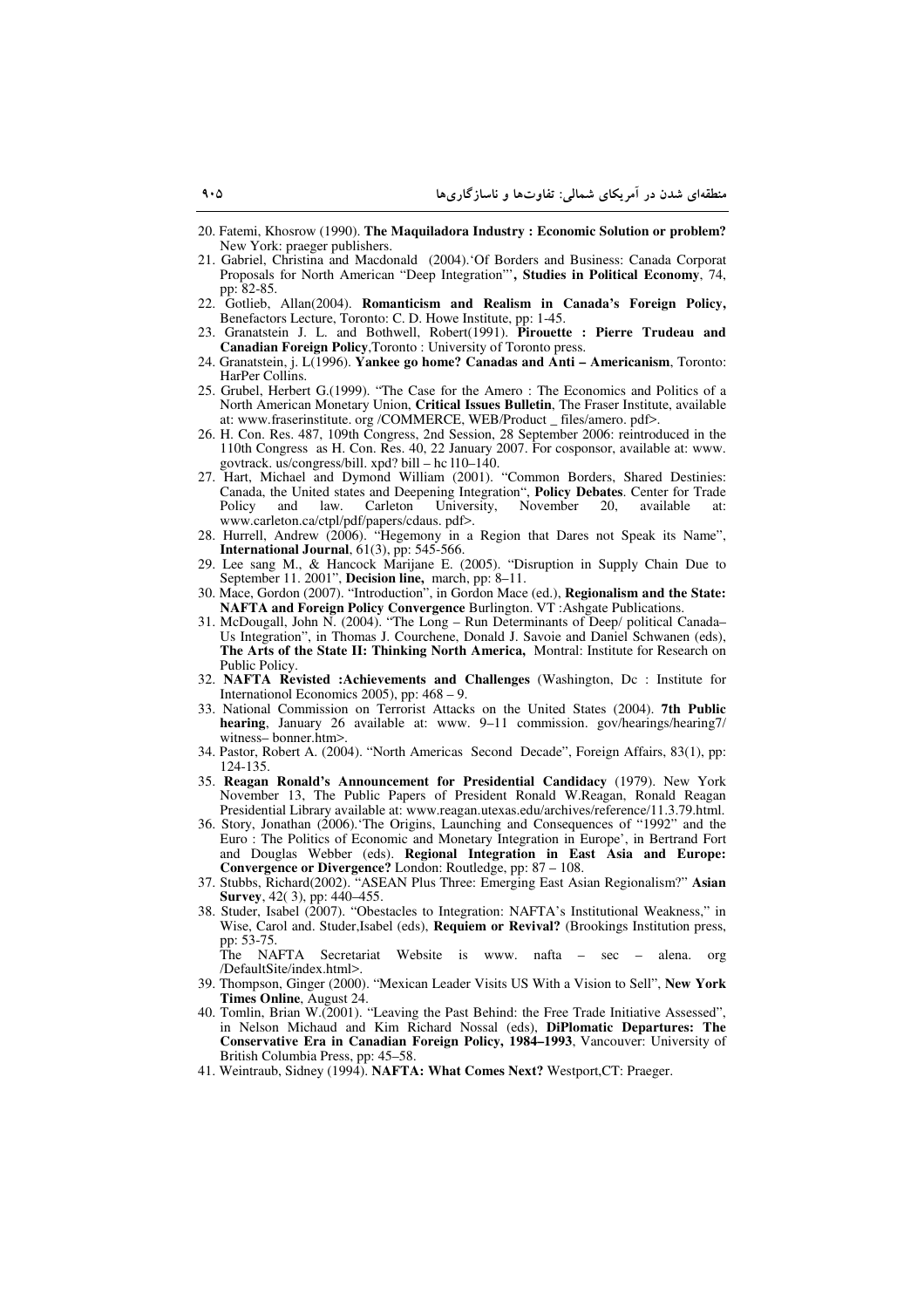20. Fatemi, Khosrow (1990). **The Maquiladora Industry : Economic Solution or problem?** New York: praeger publishers.
21. Gabriel, Christina and Macdonald (2004).'Of Borders and Business: Canada Corporat Proposals for North American "Deep Integration"', **Studies in Political Economy**, 74, pp: 82-85.
22. Gotlieb, Allan(2004). **Romanticism and Realism in Canada's Foreign Policy,** Benefactors Lecture, Toronto: C. D. Howe Institute, pp: 1-45.
23. Granatstein J. L. and Bothwell, Robert(1991). **Pirouette : Pierre Trudeau and Canadian Foreign Policy**,Toronto : University of Toronto press.
24. Granatstein, j. L(1996). **Yankee go home? Canadas and Anti – Americanism**, Toronto: HarPer Collins.
25. Grubel, Herbert G.(1999). "The Case for the Amero : The Economics and Politics of a North American Monetary Union, **Critical Issues Bulletin**, The Fraser Institute, available at: www.fraserinstitute. org /COMMERCE, WEB/Product _ files/amero. pdf>.
26. H. Con. Res. 487, 109th Congress, 2nd Session, 28 September 2006: reintroduced in the 110th Congress as H. Con. Res. 40, 22 January 2007. For cosponsor, available at: www. govtrack. us/congress/bill. xpd? bill – hc l10–140.
27. Hart, Michael and Dymond William (2001). "Common Borders, Shared Destinies: Canada, the United states and Deepening Integration", **Policy Debates**. Center for Trade Policy and law. Carleton University, November 20, available at: www.carleton.ca/ctpl/pdf/papers/cdaus. pdf>.
28. Hurrell, Andrew (2006). "Hegemony in a Region that Dares not Speak its Name", **International Journal**, 61(3), pp: 545-566.
29. Lee sang M., & Hancock Marijane E. (2005). "Disruption in Supply Chain Due to September 11. 2001", **Decision line,** march, pp: 8–11.
30. Mace, Gordon (2007). "Introduction", in Gordon Mace (ed.), **Regionalism and the State: NAFTA and Foreign Policy Convergence** Burlington. VT :Ashgate Publications.
31. McDougall, John N. (2004). "The Long – Run Determinants of Deep/ political Canada–Us Integration", in Thomas J. Courchene, Donald J. Savoie and Daniel Schwanen (eds), **The Arts of the State II: Thinking North America,** Montral: Institute for Research on Public Policy.
32. **NAFTA Revisted :Achievements and Challenges** (Washington, Dc : Institute for Internationol Economics 2005), pp: 468 – 9.
33. National Commission on Terrorist Attacks on the United States (2004). **7th Public hearing**, January 26 available at: www. 9–11 commission. gov/hearings/hearing7/ witness– bonner.htm>.
34. Pastor, Robert A. (2004). "North Americas Second Decade", Foreign Affairs, 83(1), pp: 124-135.
35. **Reagan Ronald's Announcement for Presidential Candidacy** (1979). New York November 13, The Public Papers of President Ronald W.Reagan, Ronald Reagan Presidential Library available at: www.reagan.utexas.edu/archives/reference/11.3.79.html.
36. Story, Jonathan (2006).'The Origins, Launching and Consequences of "1992" and the Euro : The Politics of Economic and Monetary Integration in Europe', in Bertrand Fort and Douglas Webber (eds). **Regional Integration in East Asia and Europe: Convergence or Divergence?** London: Routledge, pp: 87 – 108.
37. Stubbs, Richard(2002). "ASEAN Plus Three: Emerging East Asian Regionalism?" **Asian Survey**, 42( 3), pp: 440–455.
38. Studer, Isabel (2007). "Obestacles to Integration: NAFTA's Institutional Weakness," in Wise, Carol and. Studer,Isabel (eds), **Requiem or Revival?** (Brookings Institution press, pp: 53-75.
The NAFTA Secretariat Website is www. nafta – sec – alena. org /DefaultSite/index.html>.
39. Thompson, Ginger (2000). "Mexican Leader Visits US With a Vision to Sell", **New York Times Online**, August 24.
40. Tomlin, Brian W.(2001). "Leaving the Past Behind: the Free Trade Initiative Assessed", in Nelson Michaud and Kim Richard Nossal (eds), **DiPlomatic Departures: The Conservative Era in Canadian Foreign Policy, 1984–1993**, Vancouver: University of British Columbia Press, pp: 45–58.
41. Weintraub, Sidney (1994). **NAFTA: What Comes Next?** Westport,CT: Praeger.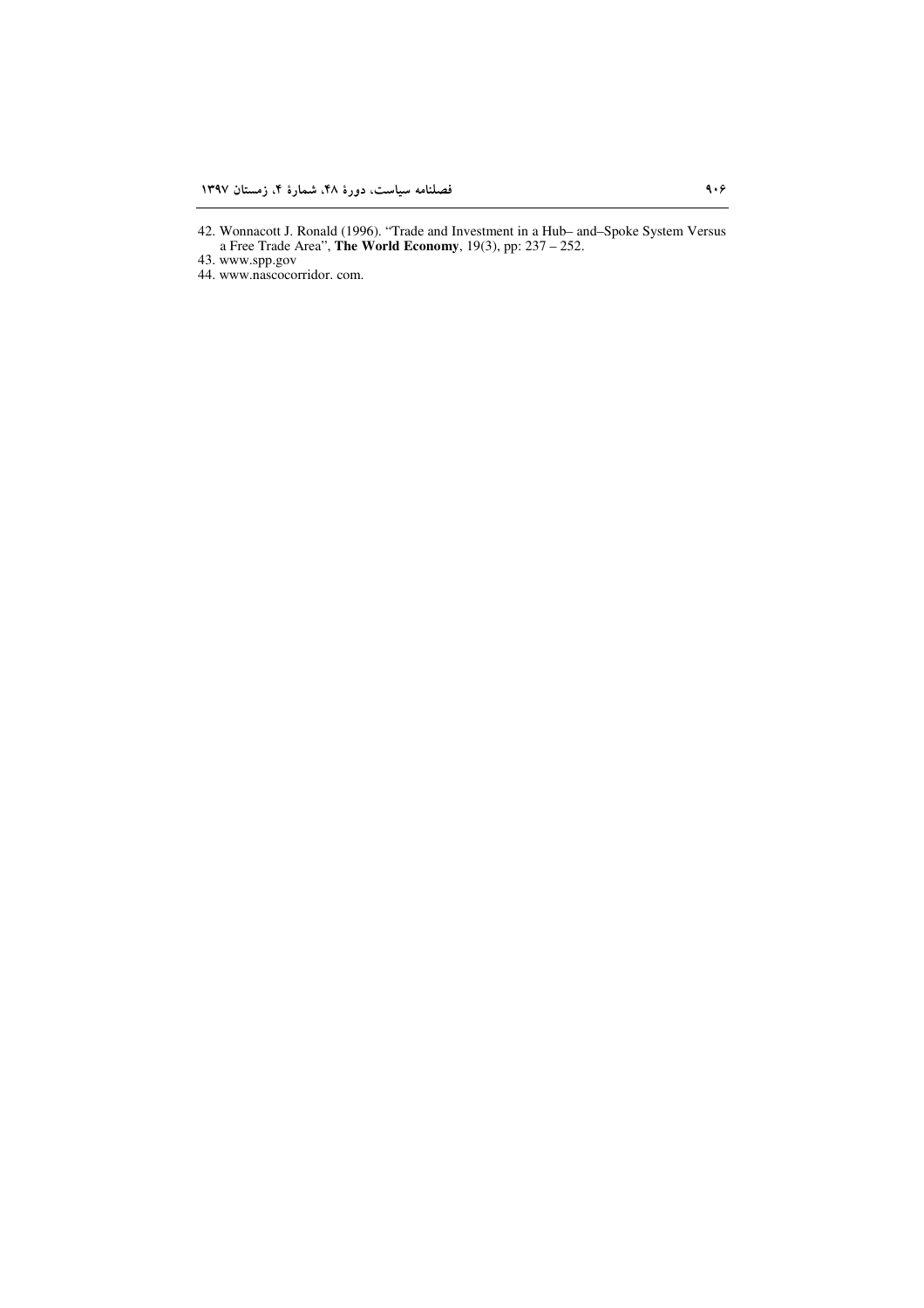42. Wonnacott J. Ronald (1996). "Trade and Investment in a Hub– and–Spoke System Versus a Free Trade Area", **The World Economy**, 19(3), pp: 237 – 252.
43. www.spp.gov
44. www.nascocorridor. com.